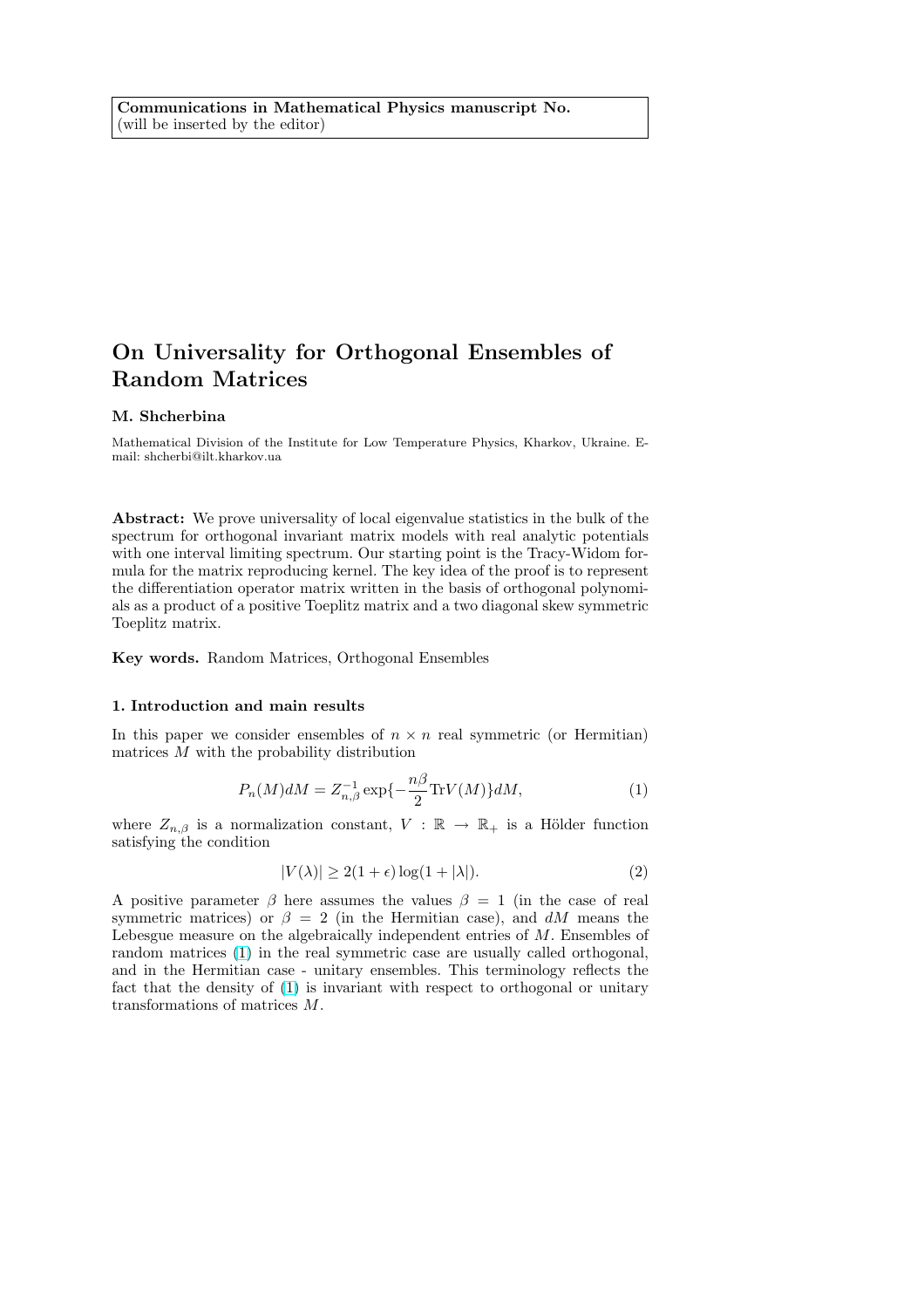**Communications in Mathematical Physics manuscript No.**
(will be inserted by the editor)

# On Universality for Orthogonal Ensembles of Random Matrices

**M. Shcherbina**

Mathematical Division of the Institute for Low Temperature Physics, Kharkov, Ukraine. E-mail: shcherbi@ilt.kharkov.ua

**Abstract:** We prove universality of local eigenvalue statistics in the bulk of the spectrum for orthogonal invariant matrix models with real analytic potentials with one interval limiting spectrum. Our starting point is the Tracy-Widom formula for the matrix reproducing kernel. The key idea of the proof is to represent the differentiation operator matrix written in the basis of orthogonal polynomials as a product of a positive Toeplitz matrix and a two diagonal skew symmetric Toeplitz matrix.

**Key words.** Random Matrices, Orthogonal Ensembles

## 1. Introduction and main results

In this paper we consider ensembles of $n \times n$ real symmetric (or Hermitian) matrices $M$ with the probability distribution

$$P_n(M)dM = Z_{n,\beta}^{-1} \exp\{-\frac{n\beta}{2}\mathrm{Tr}V(M)\}dM, \tag{1}$$

where $Z_{n,\beta}$ is a normalization constant, $V : \mathbb{R} \to \mathbb{R}_+$ is a Hölder function satisfying the condition

$$|V(\lambda)| \geq 2(1+\epsilon)\log(1+|\lambda|). \tag{2}$$

A positive parameter $\beta$ here assumes the values $\beta = 1$ (in the case of real symmetric matrices) or $\beta = 2$ (in the Hermitian case), and $dM$ means the Lebesgue measure on the algebraically independent entries of $M$. Ensembles of random matrices (1) in the real symmetric case are usually called orthogonal, and in the Hermitian case - unitary ensembles. This terminology reflects the fact that the density of (1) is invariant with respect to orthogonal or unitary transformations of matrices $M$.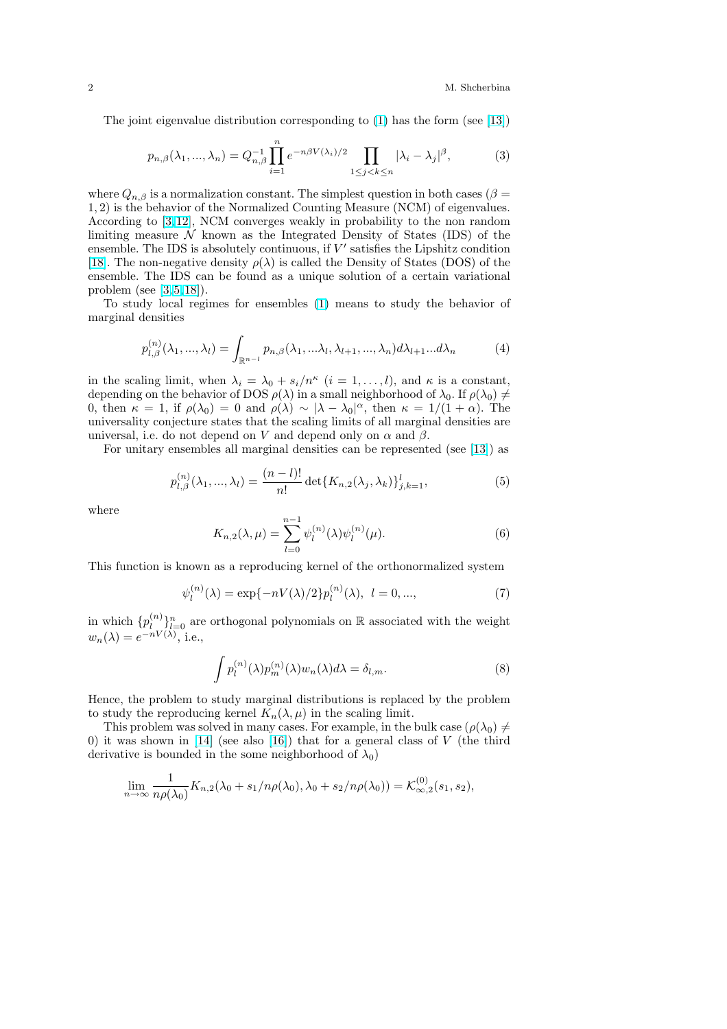The joint eigenvalue distribution corresponding to (1) has the form (see [13])

$$p_{n,\beta}(\lambda_1, ..., \lambda_n) = Q_{n,\beta}^{-1} \prod_{i=1}^{n} e^{-n\beta V(\lambda_i)/2} \prod_{1 \le j < k \le n} |\lambda_i - \lambda_j|^{\beta}, \tag{3}$$

where $Q_{n,\beta}$ is a normalization constant. The simplest question in both cases ($\beta = 1, 2$) is the behavior of the Normalized Counting Measure (NCM) of eigenvalues. According to [3,12], NCM converges weakly in probability to the non random limiting measure $\mathcal{N}$ known as the Integrated Density of States (IDS) of the ensemble. The IDS is absolutely continuous, if $V'$ satisfies the Lipshitz condition [18]. The non-negative density $\rho(\lambda)$ is called the Density of States (DOS) of the ensemble. The IDS can be found as a unique solution of a certain variational problem (see [3,5,18]).

To study local regimes for ensembles (1) means to study the behavior of marginal densities

$$p_{l,\beta}^{(n)}(\lambda_1, ..., \lambda_l) = \int_{\mathbb{R}^{n-l}} p_{n,\beta}(\lambda_1, ...\lambda_l, \lambda_{l+1}, ..., \lambda_n) d\lambda_{l+1}...d\lambda_n \tag{4}$$

in the scaling limit, when $\lambda_i = \lambda_0 + s_i/n^{\kappa}$ $(i = 1, \ldots, l)$, and $\kappa$ is a constant, depending on the behavior of DOS $\rho(\lambda)$ in a small neighborhood of $\lambda_0$. If $\rho(\lambda_0) \ne 0$, then $\kappa = 1$, if $\rho(\lambda_0) = 0$ and $\rho(\lambda) \sim |\lambda - \lambda_0|^{\alpha}$, then $\kappa = 1/(1+\alpha)$. The universality conjecture states that the scaling limits of all marginal densities are universal, i.e. do not depend on $V$ and depend only on $\alpha$ and $\beta$.

For unitary ensembles all marginal densities can be represented (see [13]) as

$$p_{l,\beta}^{(n)}(\lambda_1, ..., \lambda_l) = \frac{(n-l)!}{n!} \det\{K_{n,2}(\lambda_j, \lambda_k)\}_{j,k=1}^{l}, \tag{5}$$

where

$$K_{n,2}(\lambda, \mu) = \sum_{l=0}^{n-1} \psi_l^{(n)}(\lambda) \psi_l^{(n)}(\mu). \tag{6}$$

This function is known as a reproducing kernel of the orthonormalized system

$$\psi_l^{(n)}(\lambda) = \exp\{-nV(\lambda)/2\} p_l^{(n)}(\lambda), \;\; l = 0, ..., \tag{7}$$

in which $\{p_l^{(n)}\}_{l=0}^{n}$ are orthogonal polynomials on $\mathbb{R}$ associated with the weight $w_n(\lambda) = e^{-nV(\lambda)}$, i.e.,

$$\int p_l^{(n)}(\lambda) p_m^{(n)}(\lambda) w_n(\lambda) d\lambda = \delta_{l,m}. \tag{8}$$

Hence, the problem to study marginal distributions is replaced by the problem to study the reproducing kernel $K_n(\lambda, \mu)$ in the scaling limit.

This problem was solved in many cases. For example, in the bulk case ($\rho(\lambda_0) \ne 0$) it was shown in [14] (see also [16]) that for a general class of $V$ (the third derivative is bounded in the some neighborhood of $\lambda_0$)

$$\lim_{n \to \infty} \frac{1}{n\rho(\lambda_0)} K_{n,2}(\lambda_0 + s_1/n\rho(\lambda_0), \lambda_0 + s_2/n\rho(\lambda_0)) = \mathcal{K}_{\infty,2}^{(0)}(s_1, s_2),$$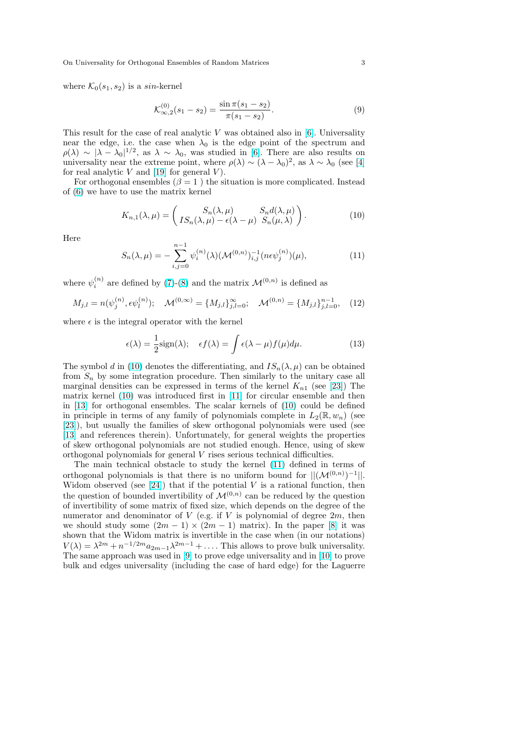where $\mathcal{K}_0(s_1, s_2)$ is a *sin*-kernel

$$\mathcal{K}^{(0)}_{\infty,2}(s_1 - s_2) = \frac{\sin \pi(s_1 - s_2)}{\pi(s_1 - s_2)}. \tag{9}$$

This result for the case of real analytic $V$ was obtained also in [6]. Universality near the edge, i.e. the case when $\lambda_0$ is the edge point of the spectrum and $\rho(\lambda) \sim |\lambda - \lambda_0|^{1/2}$, as $\lambda \sim \lambda_0$, was studied in [6]. There are also results on universality near the extreme point, where $\rho(\lambda) \sim (\lambda - \lambda_0)^2$, as $\lambda \sim \lambda_0$ (see [4] for real analytic $V$ and [19] for general $V$).

For orthogonal ensembles ($\beta = 1$ ) the situation is more complicated. Instead of (6) we have to use the matrix kernel

$$K_{n,1}(\lambda, \mu) = \begin{pmatrix} S_n(\lambda, \mu) & S_n d(\lambda, \mu) \\ IS_n(\lambda, \mu) - \epsilon(\lambda - \mu) & S_n(\mu, \lambda) \end{pmatrix}. \tag{10}$$

Here

$$S_n(\lambda, \mu) = -\sum_{i,j=0}^{n-1} \psi_i^{(n)}(\lambda)(\mathcal{M}^{(0,n)})^{-1}_{i,j}(n\epsilon\psi_j^{(n)})(\mu), \tag{11}$$

where $\psi_i^{(n)}$ are defined by (7)-(8) and the matrix $\mathcal{M}^{(0,n)}$ is defined as

$$M_{j,l} = n(\psi_j^{(n)}, \epsilon\psi_l^{(n)}); \quad \mathcal{M}^{(0,\infty)} = \{M_{j,l}\}_{j,l=0}^{\infty}; \quad \mathcal{M}^{(0,n)} = \{M_{j,l}\}_{j,l=0}^{n-1}, \tag{12}$$

where $\epsilon$ is the integral operator with the kernel

$$\epsilon(\lambda) = \frac{1}{2}\text{sign}(\lambda); \quad \epsilon f(\lambda) = \int \epsilon(\lambda - \mu) f(\mu) d\mu. \tag{13}$$

The symbol $d$ in (10) denotes the differentiating, and $IS_n(\lambda, \mu)$ can be obtained from $S_n$ by some integration procedure. Then similarly to the unitary case all marginal densities can be expressed in terms of the kernel $K_{n1}$ (see [23]) The matrix kernel (10) was introduced first in [11] for circular ensemble and then in [13] for orthogonal ensembles. The scalar kernels of (10) could be defined in principle in terms of any family of polynomials complete in $L_2(\mathbb{R}, w_n)$ (see [23]), but usually the families of skew orthogonal polynomials were used (see [13] and references therein). Unfortunately, for general weights the properties of skew orthogonal polynomials are not studied enough. Hence, using of skew orthogonal polynomials for general $V$ rises serious technical difficulties.

The main technical obstacle to study the kernel (11) defined in terms of orthogonal polynomials is that there is no uniform bound for $||(\mathcal{M}^{(0,n)})^{-1}||$. Widom observed (see [24]) that if the potential $V$ is a rational function, then the question of bounded invertibility of $\mathcal{M}^{(0,n)}$ can be reduced by the question of invertibility of some matrix of fixed size, which depends on the degree of the numerator and denominator of $V$ (e.g. if $V$ is polynomial of degree $2m$, then we should study some $(2m - 1) \times (2m - 1)$ matrix). In the paper [8] it was shown that the Widom matrix is invertible in the case when (in our notations) $V(\lambda) = \lambda^{2m} + n^{-1/2m} a_{2m-1}\lambda^{2m-1} + \ldots$. This allows to prove bulk universality. The same approach was used in [9] to prove edge universality and in [10] to prove bulk and edges universality (including the case of hard edge) for the Laguerre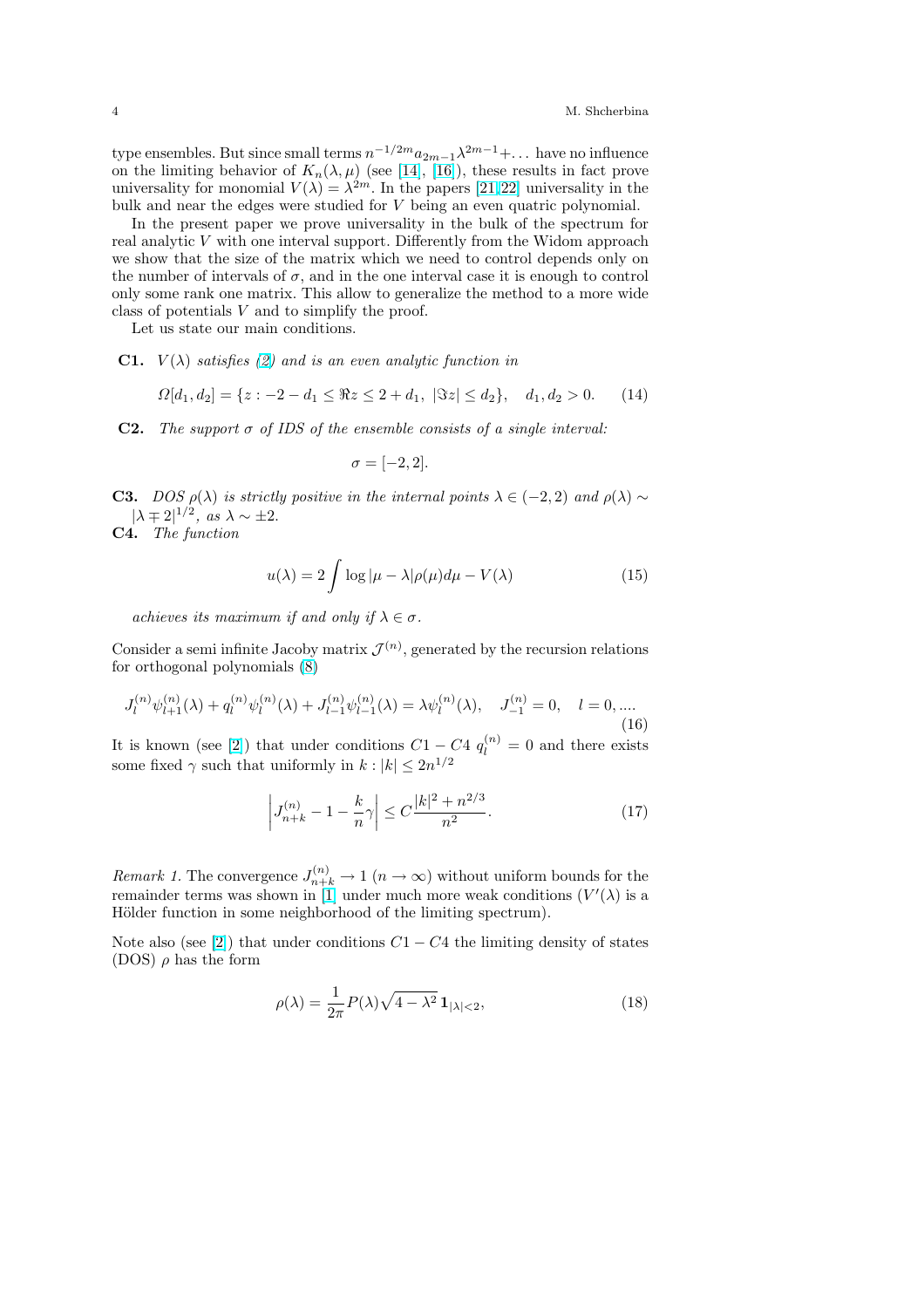type ensembles. But since small terms $n^{-1/2m}a_{2m-1}\lambda^{2m-1}+\dots$ have no influence on the limiting behavior of $K_n(\lambda,\mu)$ (see [14], [16]), these results in fact prove universality for monomial $V(\lambda)=\lambda^{2m}$. In the papers [21,22] universality in the bulk and near the edges were studied for $V$ being an even quatric polynomial.

In the present paper we prove universality in the bulk of the spectrum for real analytic $V$ with one interval support. Differently from the Widom approach we show that the size of the matrix which we need to control depends only on the number of intervals of $\sigma$, and in the one interval case it is enough to control only some rank one matrix. This allow to generalize the method to a more wide class of potentials $V$ and to simplify the proof.

Let us state our main conditions.

**C1.** *$V(\lambda)$ satisfies (2) and is an even analytic function in*

$$\Omega[d_1,d_2]=\{z:-2-d_1\le \Re z\le 2+d_1,\ |\Im z|\le d_2\},\quad d_1,d_2>0. \tag{14}$$

**C2.** *The support $\sigma$ of IDS of the ensemble consists of a single interval:*

$$\sigma=[-2,2].$$

**C3.** *DOS $\rho(\lambda)$ is strictly positive in the internal points $\lambda\in(-2,2)$ and $\rho(\lambda)\sim|\lambda\mp 2|^{1/2}$, as $\lambda\sim\pm 2$.*

**C4.** *The function*

$$u(\lambda)=2\int\log|\mu-\lambda|\rho(\mu)d\mu-V(\lambda) \tag{15}$$

*achieves its maximum if and only if $\lambda\in\sigma$.*

Consider a semi infinite Jacoby matrix $\mathcal{J}^{(n)}$, generated by the recursion relations for orthogonal polynomials (8)

$$J_l^{(n)}\psi_{l+1}^{(n)}(\lambda)+q_l^{(n)}\psi_l^{(n)}(\lambda)+J_{l-1}^{(n)}\psi_{l-1}^{(n)}(\lambda)=\lambda\psi_l^{(n)}(\lambda),\quad J_{-1}^{(n)}=0,\quad l=0,\dots. \tag{16}$$

It is known (see [2]) that under conditions $C1-C4$ $q_l^{(n)}=0$ and there exists some fixed $\gamma$ such that uniformly in $k:|k|\le 2n^{1/2}$

$$\left|J_{n+k}^{(n)}-1-\frac{k}{n}\gamma\right|\le C\frac{|k|^2+n^{2/3}}{n^2}. \tag{17}$$

*Remark 1.* The convergence $J_{n+k}^{(n)}\to 1$ $(n\to\infty)$ without uniform bounds for the remainder terms was shown in [1] under much more weak conditions ($V'(\lambda)$ is a Hölder function in some neighborhood of the limiting spectrum).

Note also (see [2]) that under conditions $C1-C4$ the limiting density of states (DOS) $\rho$ has the form

$$\rho(\lambda)=\frac{1}{2\pi}P(\lambda)\sqrt{4-\lambda^2}\,\mathbf{1}_{|\lambda|<2}, \tag{18}$$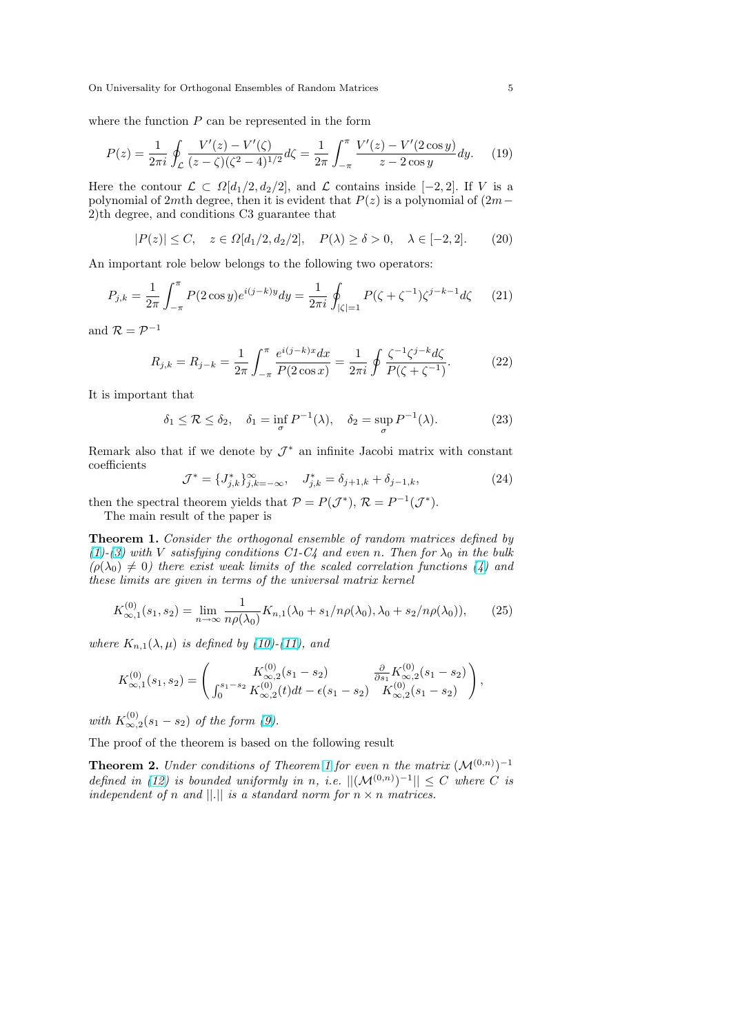where the function $P$ can be represented in the form

$$P(z) = \frac{1}{2\pi i} \oint_{\mathcal{L}} \frac{V'(z) - V'(\zeta)}{(z-\zeta)(\zeta^2-4)^{1/2}} d\zeta = \frac{1}{2\pi} \int_{-\pi}^{\pi} \frac{V'(z) - V'(2\cos y)}{z - 2\cos y} dy. \qquad (19)$$

Here the contour $\mathcal{L} \subset \Omega[d_1/2, d_2/2]$, and $\mathcal{L}$ contains inside $[-2, 2]$. If $V$ is a polynomial of $2m$th degree, then it is evident that $P(z)$ is a polynomial of $(2m-2)$th degree, and conditions C3 guarantee that

$$|P(z)| \le C, \quad z \in \Omega[d_1/2, d_2/2], \quad P(\lambda) \ge \delta > 0, \quad \lambda \in [-2, 2]. \qquad (20)$$

An important role below belongs to the following two operators:

$$P_{j,k} = \frac{1}{2\pi} \int_{-\pi}^{\pi} P(2\cos y) e^{i(j-k)y} dy = \frac{1}{2\pi i} \oint_{|\zeta|=1} P(\zeta + \zeta^{-1}) \zeta^{j-k-1} d\zeta \qquad (21)$$

and $\mathcal{R} = \mathcal{P}^{-1}$

$$R_{j,k} = R_{j-k} = \frac{1}{2\pi} \int_{-\pi}^{\pi} \frac{e^{i(j-k)x} dx}{P(2\cos x)} = \frac{1}{2\pi i} \oint \frac{\zeta^{-1} \zeta^{j-k} d\zeta}{P(\zeta + \zeta^{-1})}. \qquad (22)$$

It is important that

$$\delta_1 \le \mathcal{R} \le \delta_2, \quad \delta_1 = \inf_{\sigma} P^{-1}(\lambda), \quad \delta_2 = \sup_{\sigma} P^{-1}(\lambda). \qquad (23)$$

Remark also that if we denote by $\mathcal{J}^*$ an infinite Jacobi matrix with constant coefficients

$$\mathcal{J}^* = \{J^*_{j,k}\}_{j,k=-\infty}^{\infty}, \quad J^*_{j,k} = \delta_{j+1,k} + \delta_{j-1,k}, \qquad (24)$$

then the spectral theorem yields that $\mathcal{P} = P(\mathcal{J}^*)$, $\mathcal{R} = P^{-1}(\mathcal{J}^*)$.

The main result of the paper is

**Theorem 1.** *Consider the orthogonal ensemble of random matrices defined by (1)-(3) with $V$ satisfying conditions C1-C4 and even $n$. Then for $\lambda_0$ in the bulk ($\rho(\lambda_0) \ne 0$) there exist weak limits of the scaled correlation functions (4) and these limits are given in terms of the universal matrix kernel*

$$K^{(0)}_{\infty,1}(s_1, s_2) = \lim_{n \to \infty} \frac{1}{n\rho(\lambda_0)} K_{n,1}(\lambda_0 + s_1/n\rho(\lambda_0), \lambda_0 + s_2/n\rho(\lambda_0)), \qquad (25)$$

*where $K_{n,1}(\lambda, \mu)$ is defined by (10)-(11), and*

$$K^{(0)}_{\infty,1}(s_1, s_2) = \begin{pmatrix} K^{(0)}_{\infty,2}(s_1 - s_2) & \frac{\partial}{\partial s_1} K^{(0)}_{\infty,2}(s_1 - s_2) \\ \int_0^{s_1 - s_2} K^{(0)}_{\infty,2}(t) dt - \epsilon(s_1 - s_2) & K^{(0)}_{\infty,2}(s_1 - s_2) \end{pmatrix},$$

*with $K^{(0)}_{\infty,2}(s_1 - s_2)$ of the form (9).*

The proof of the theorem is based on the following result

**Theorem 2.** *Under conditions of Theorem 1 for even $n$ the matrix $(\mathcal{M}^{(0,n)})^{-1}$ defined in (12) is bounded uniformly in $n$, i.e. $||(\mathcal{M}^{(0,n)})^{-1}|| \le C$ where $C$ is independent of $n$ and $||.||$ is a standard norm for $n \times n$ matrices.*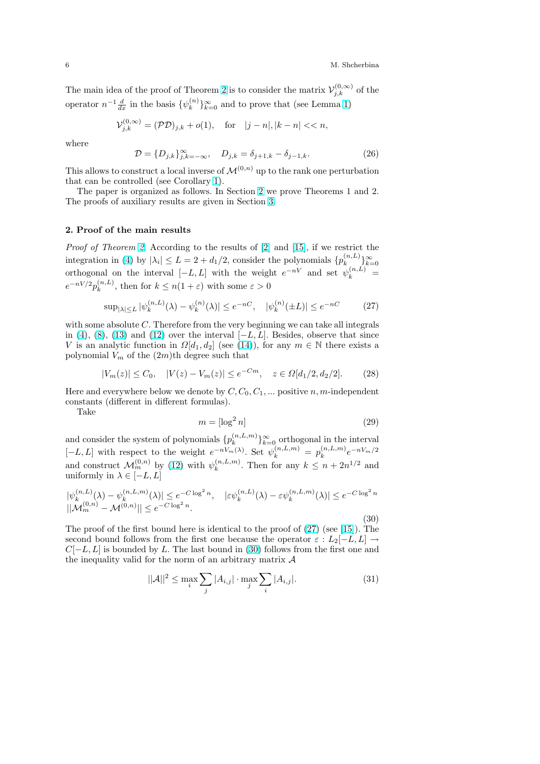The main idea of the proof of Theorem 2 is to consider the matrix $\mathcal{V}^{(0,\infty)}_{j,k}$ of the operator $n^{-1}\frac{d}{dx}$ in the basis $\{\psi^{(n)}_k\}_{k=0}^\infty$ and to prove that (see Lemma 1)

$$\mathcal{V}^{(0,\infty)}_{j,k} = (\mathcal{P}\mathcal{D})_{j,k} + o(1), \quad \text{for} \quad |j-n|, |k-n| << n,$$

where

$$\mathcal{D} = \{D_{j,k}\}_{j,k=-\infty}^\infty, \quad D_{j,k} = \delta_{j+1,k} - \delta_{j-1,k}. \tag{26}$$

This allows to construct a local inverse of $\mathcal{M}^{(0,n)}$ up to the rank one perturbation that can be controlled (see Corollary 1).

The paper is organized as follows. In Section 2 we prove Theorems 1 and 2. The proofs of auxiliary results are given in Section 3.

## 2. Proof of the main results

*Proof of Theorem 2.* According to the results of [2] and [15], if we restrict the integration in (4) by $|\lambda_i| \le L = 2 + d_1/2$, consider the polynomials $\{p_k^{(n,L)}\}_{k=0}^\infty$ orthogonal on the interval $[-L, L]$ with the weight $e^{-nV}$ and set $\psi_k^{(n,L)} = e^{-nV/2}p_k^{(n,L)}$, then for $k \le n(1+\varepsilon)$ with some $\varepsilon > 0$

$$\sup_{|\lambda|\le L} |\psi_k^{(n,L)}(\lambda) - \psi_k^{(n)}(\lambda)| \le e^{-nC}, \quad |\psi_k^{(n)}(\pm L)| \le e^{-nC} \tag{27}$$

with some absolute $C$. Therefore from the very beginning we can take all integrals in (4), (8), (13) and (12) over the interval $[-L, L]$. Besides, observe that since $V$ is an analytic function in $\Omega[d_1, d_2]$ (see (14)), for any $m \in \mathbb{N}$ there exists a polynomial $V_m$ of the $(2m)$th degree such that

$$|V_m(z)| \le C_0, \quad |V(z) - V_m(z)| \le e^{-Cm}, \quad z \in \Omega[d_1/2, d_2/2]. \tag{28}$$

Here and everywhere below we denote by $C, C_0, C_1, \ldots$ positive $n, m$-independent constants (different in different formulas).

Take

$$m = [\log^2 n] \tag{29}$$

and consider the system of polynomials $\{p_k^{(n,L,m)}\}_{k=0}^\infty$ orthogonal in the interval $[-L, L]$ with respect to the weight $e^{-nV_m(\lambda)}$. Set $\psi_k^{(n,L,m)} = p_k^{(n,L,m)}e^{-nV_m/2}$ and construct $\mathcal{M}_m^{(0,n)}$ by (12) with $\psi_k^{(n,L,m)}$. Then for any $k \le n + 2n^{1/2}$ and uniformly in $\lambda \in [-L, L]$

$$\begin{array}{l} |\psi_k^{(n,L)}(\lambda) - \psi_k^{(n,L,m)}(\lambda)| \le e^{-C\log^2 n}, \quad |\varepsilon\psi_k^{(n,L)}(\lambda) - \varepsilon\psi_k^{(n,L,m)}(\lambda)| \le e^{-C\log^2 n} \\ ||\mathcal{M}_m^{(0,n)} - \mathcal{M}^{(0,n)}|| \le e^{-C\log^2 n}. \end{array} \tag{30}$$

The proof of the first bound here is identical to the proof of (27) (see [15]). The second bound follows from the first one because the operator $\varepsilon : L_2[-L, L] \to C[-L, L]$ is bounded by $L$. The last bound in (30) follows from the first one and the inequality valid for the norm of an arbitrary matrix $\mathcal{A}$

$$||\mathcal{A}||^2 \le \max_i \sum_j |A_{i,j}| \cdot \max_j \sum_i |A_{i,j}|. \tag{31}$$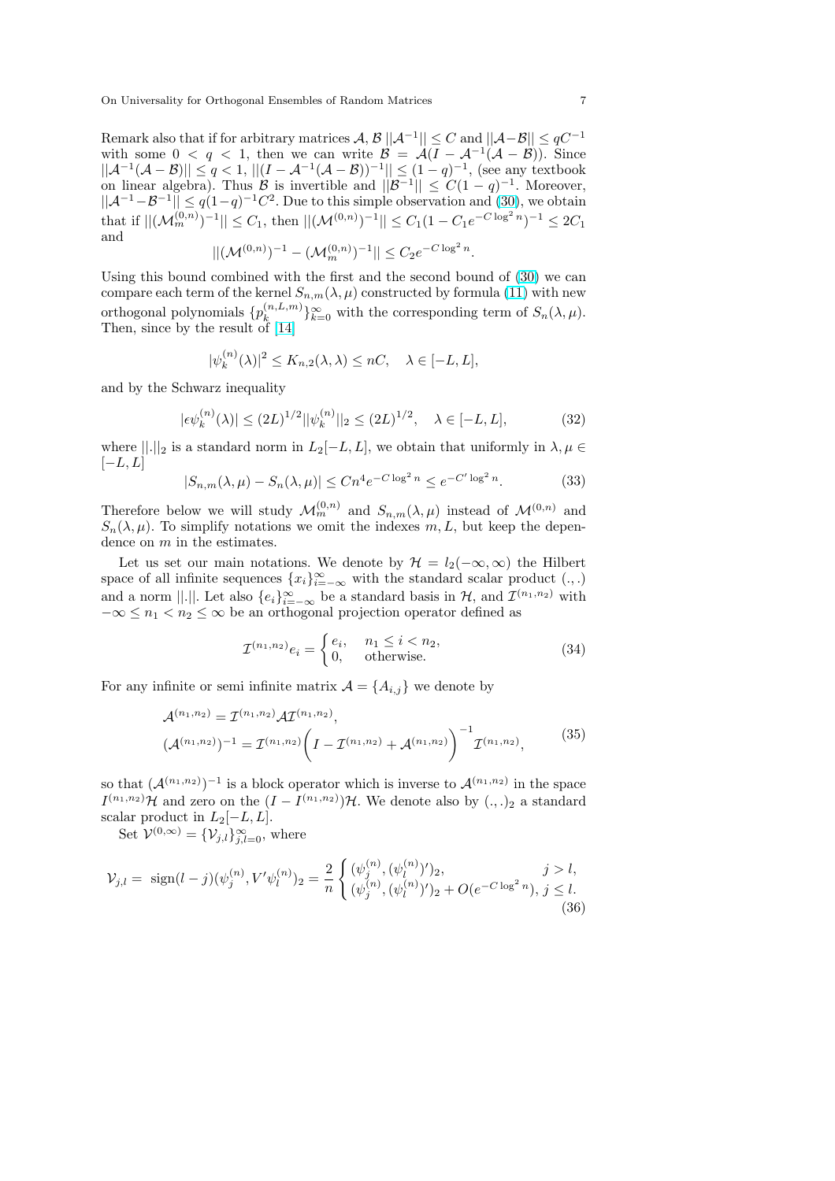Remark also that if for arbitrary matrices $\mathcal{A}$, $\mathcal{B}$ $||\mathcal{A}^{-1}|| \le C$ and $||\mathcal{A}-\mathcal{B}|| \le qC^{-1}$ with some $0 < q < 1$, then we can write $\mathcal{B} = \mathcal{A}(I - \mathcal{A}^{-1}(\mathcal{A}-\mathcal{B}))$. Since $||\mathcal{A}^{-1}(\mathcal{A}-\mathcal{B})|| \le q < 1$, $||(I - \mathcal{A}^{-1}(\mathcal{A}-\mathcal{B}))^{-1}|| \le (1-q)^{-1}$, (see any textbook on linear algebra). Thus $\mathcal{B}$ is invertible and $||\mathcal{B}^{-1}|| \le C(1-q)^{-1}$. Moreover, $||\mathcal{A}^{-1} - \mathcal{B}^{-1}|| \le q(1-q)^{-1}C^2$. Due to this simple observation and (30), we obtain that if $||(\mathcal{M}_m^{(0,n)})^{-1}|| \le C_1$, then $||(\mathcal{M}^{(0,n)})^{-1}|| \le C_1(1 - C_1 e^{-C\log^2 n})^{-1} \le 2C_1$ and

$$||(\mathcal{M}^{(0,n)})^{-1} - (\mathcal{M}_m^{(0,n)})^{-1}|| \le C_2 e^{-C\log^2 n}.$$

Using this bound combined with the first and the second bound of (30) we can compare each term of the kernel $S_{n,m}(\lambda,\mu)$ constructed by formula (11) with new orthogonal polynomials $\{p_k^{(n,L,m)}\}_{k=0}^{\infty}$ with the corresponding term of $S_n(\lambda,\mu)$. Then, since by the result of [14]

$$|\psi_k^{(n)}(\lambda)|^2 \le K_{n,2}(\lambda,\lambda) \le nC, \quad \lambda \in [-L,L],$$

and by the Schwarz inequality

$$|\epsilon\psi_k^{(n)}(\lambda)| \le (2L)^{1/2}||\psi_k^{(n)}||_2 \le (2L)^{1/2}, \quad \lambda \in [-L,L], \tag{32}$$

where $||.||_2$ is a standard norm in $L_2[-L,L]$, we obtain that uniformly in $\lambda,\mu \in [-L,L]$

$$|S_{n,m}(\lambda,\mu) - S_n(\lambda,\mu)| \le Cn^4 e^{-C\log^2 n} \le e^{-C'\log^2 n}. \tag{33}$$

Therefore below we will study $\mathcal{M}_m^{(0,n)}$ and $S_{n,m}(\lambda,\mu)$ instead of $\mathcal{M}^{(0,n)}$ and $S_n(\lambda,\mu)$. To simplify notations we omit the indexes $m, L$, but keep the dependence on $m$ in the estimates.

Let us set our main notations. We denote by $\mathcal{H} = l_2(-\infty,\infty)$ the Hilbert space of all infinite sequences $\{x_i\}_{i=-\infty}^{\infty}$ with the standard scalar product $(.,.)$ and a norm $||.||$. Let also $\{e_i\}_{i=-\infty}^{\infty}$ be a standard basis in $\mathcal{H}$, and $\mathcal{I}^{(n_1,n_2)}$ with $-\infty \le n_1 < n_2 \le \infty$ be an orthogonal projection operator defined as

$$\mathcal{I}^{(n_1,n_2)} e_i = \begin{cases} e_i, & n_1 \le i < n_2, \\ 0, & \text{otherwise.} \end{cases} \tag{34}$$

For any infinite or semi infinite matrix $\mathcal{A} = \{A_{i,j}\}$ we denote by

$$\begin{aligned} \mathcal{A}^{(n_1,n_2)} &= \mathcal{I}^{(n_1,n_2)} \mathcal{A} \mathcal{I}^{(n_1,n_2)}, \\ (\mathcal{A}^{(n_1,n_2)})^{-1} &= \mathcal{I}^{(n_1,n_2)} \Big( I - \mathcal{I}^{(n_1,n_2)} + \mathcal{A}^{(n_1,n_2)} \Big)^{-1} \mathcal{I}^{(n_1,n_2)}, \end{aligned} \tag{35}$$

so that $(\mathcal{A}^{(n_1,n_2)})^{-1}$ is a block operator which is inverse to $\mathcal{A}^{(n_1,n_2)}$ in the space $I^{(n_1,n_2)}\mathcal{H}$ and zero on the $(I - I^{(n_1,n_2)})\mathcal{H}$. We denote also by $(.,.)_2$ a standard scalar product in $L_2[-L,L]$.

Set $\mathcal{V}^{(0,\infty)} = \{\mathcal{V}_{j,l}\}_{j,l=0}^{\infty}$, where

$$\mathcal{V}_{j,l} = \operatorname{sign}(l-j)(\psi_j^{(n)}, V'\psi_l^{(n)})_2 = \frac{2}{n} \begin{cases} (\psi_j^{(n)}, (\psi_l^{(n)})')_2, & j > l, \\ (\psi_j^{(n)}, (\psi_l^{(n)})')_2 + O(e^{-C\log^2 n}), & j \le l. \end{cases} \tag{36}$$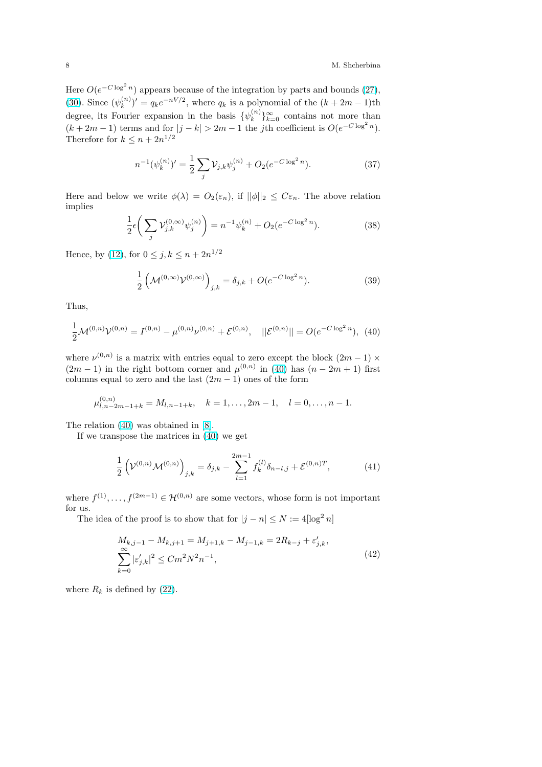Here $O(e^{-C\log^2 n})$ appears because of the integration by parts and bounds (27), (30). Since $(\psi_k^{(n)})' = q_k e^{-nV/2}$, where $q_k$ is a polynomial of the $(k+2m-1)$th degree, its Fourier expansion in the basis $\{\psi_k^{(n)}\}_{k=0}^\infty$ contains not more than $(k+2m-1)$ terms and for $|j-k|>2m-1$ the $j$th coefficient is $O(e^{-C\log^2 n})$. Therefore for $k \le n+2n^{1/2}$

$$n^{-1}(\psi_k^{(n)})' = \frac{1}{2}\sum_j \mathcal{V}_{j,k}\psi_j^{(n)} + O_2(e^{-C\log^2 n}). \tag{37}$$

Here and below we write $\phi(\lambda) = O_2(\varepsilon_n)$, if $||\phi||_2 \le C\varepsilon_n$. The above relation implies

$$\frac{1}{2}\epsilon\bigg(\sum_j \mathcal{V}_{j,k}^{(0,\infty)}\psi_j^{(n)}\bigg) = n^{-1}\psi_k^{(n)} + O_2(e^{-C\log^2 n}). \tag{38}$$

Hence, by (12), for $0 \le j,k \le n+2n^{1/2}$

$$\frac{1}{2}\left(\mathcal{M}^{(0,\infty)}\mathcal{V}^{(0,\infty)}\right)_{j,k} = \delta_{j,k} + O(e^{-C\log^2 n}). \tag{39}$$

Thus,

$$\frac{1}{2}\mathcal{M}^{(0,n)}\mathcal{V}^{(0,n)} = I^{(0,n)} - \mu^{(0,n)}\nu^{(0,n)} + \mathcal{E}^{(0,n)}, \quad ||\mathcal{E}^{(0,n)}|| = O(e^{-C\log^2 n}), \tag{40}$$

where $\nu^{(0,n)}$ is a matrix with entries equal to zero except the block $(2m-1)\times(2m-1)$ in the right bottom corner and $\mu^{(0,n)}$ in (40) has $(n-2m+1)$ first columns equal to zero and the last $(2m-1)$ ones of the form

$$\mu^{(0,n)}_{l,n-2m-1+k} = M_{l,n-1+k}, \quad k=1,\dots,2m-1, \quad l=0,\dots,n-1.$$

The relation (40) was obtained in [8].

If we transpose the matrices in (40) we get

$$\frac{1}{2}\left(\mathcal{V}^{(0,n)}\mathcal{M}^{(0,n)}\right)_{j,k} = \delta_{j,k} - \sum_{l=1}^{2m-1} f_k^{(l)}\delta_{n-l,j} + \mathcal{E}^{(0,n)T}, \tag{41}$$

where $f^{(1)},\dots,f^{(2m-1)} \in \mathcal{H}^{(0,n)}$ are some vectors, whose form is not important for us.

The idea of the proof is to show that for $|j-n| \le N := 4[\log^2 n]$

$$\begin{aligned}
&M_{k,j-1} - M_{k,j+1} = M_{j+1,k} - M_{j-1,k} = 2R_{k-j} + \varepsilon'_{j,k},\\
&\sum_{k=0}^\infty |\varepsilon'_{j,k}|^2 \le Cm^2N^2n^{-1},
\end{aligned} \tag{42}$$

where $R_k$ is defined by (22).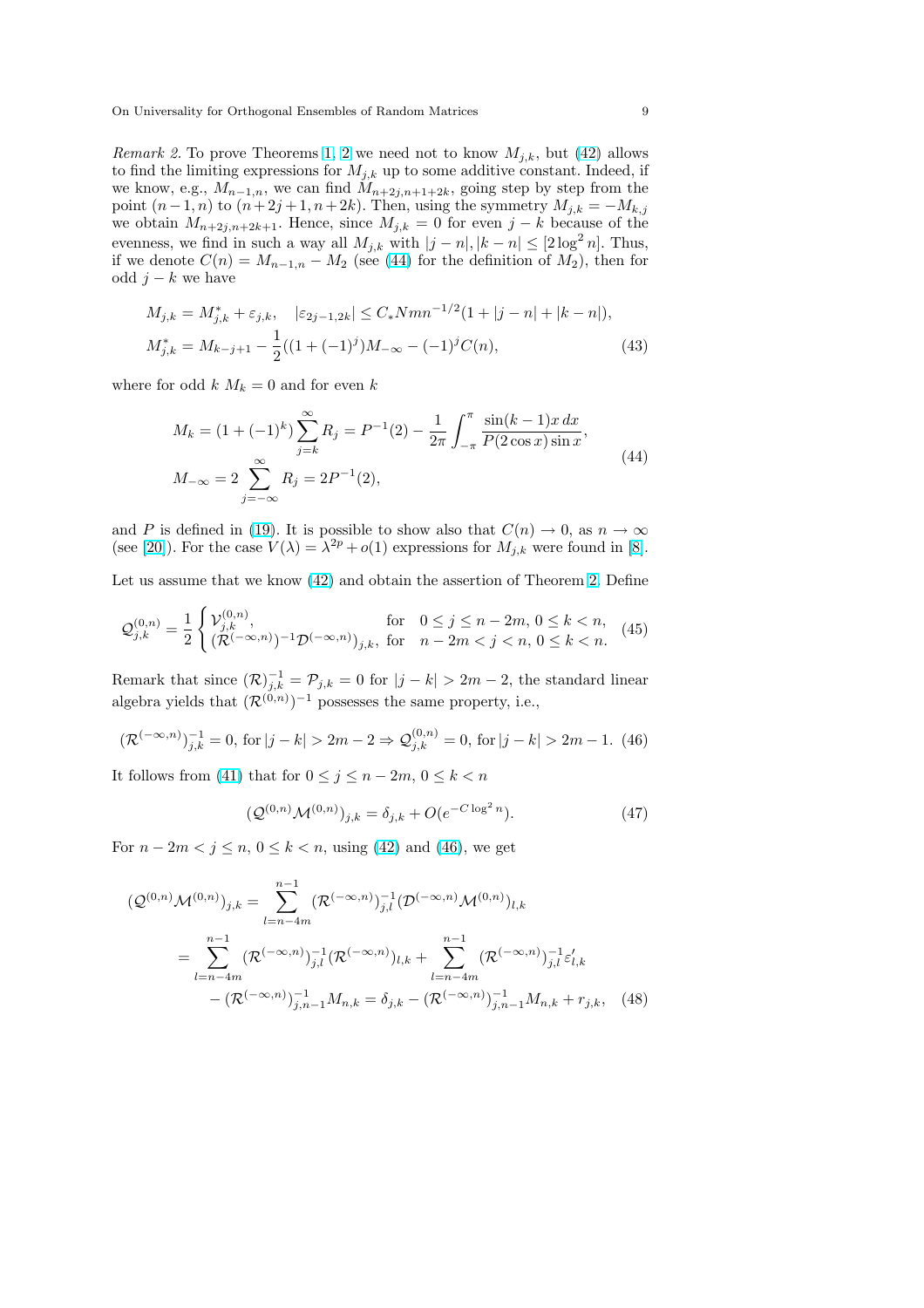*Remark 2.* To prove Theorems [1, 2] we need not to know $M_{j,k}$, but (42) allows to find the limiting expressions for $M_{j,k}$ up to some additive constant. Indeed, if we know, e.g., $M_{n-1,n}$, we can find $M_{n+2j,n+1+2k}$, going step by step from the point $(n-1,n)$ to $(n+2j+1,n+2k)$. Then, using the symmetry $M_{j,k} = -M_{k,j}$ we obtain $M_{n+2j,n+2k+1}$. Hence, since $M_{j,k} = 0$ for even $j-k$ because of the evenness, we find in such a way all $M_{j,k}$ with $|j-n|, |k-n| \le [2\log^2 n]$. Thus, if we denote $C(n) = M_{n-1,n} - M_2$ (see (44) for the definition of $M_2$), then for odd $j-k$ we have

$$
\begin{aligned}
&M_{j,k} = M^*_{j,k} + \varepsilon_{j,k}, \quad |\varepsilon_{2j-1,2k}| \le C_* N m n^{-1/2}(1+|j-n|+|k-n|),\\
&M^*_{j,k} = M_{k-j+1} - \frac{1}{2}((1+(-1)^j)M_{-\infty} - (-1)^j C(n),
\end{aligned}
\tag{43}
$$

where for odd $k$ $M_k = 0$ and for even $k$

$$
\begin{aligned}
&M_k = (1+(-1)^k)\sum_{j=k}^{\infty} R_j = P^{-1}(2) - \frac{1}{2\pi}\int_{-\pi}^{\pi}\frac{\sin(k-1)x\,dx}{P(2\cos x)\sin x},\\
&M_{-\infty} = 2\sum_{j=-\infty}^{\infty} R_j = 2P^{-1}(2),
\end{aligned}
\tag{44}
$$

and $P$ is defined in (19). It is possible to show also that $C(n) \to 0$, as $n \to \infty$ (see [20]). For the case $V(\lambda) = \lambda^{2p} + o(1)$ expressions for $M_{j,k}$ were found in [8].

Let us assume that we know (42) and obtain the assertion of Theorem 2. Define

$$
\mathcal{Q}^{(0,n)}_{j,k} = \frac{1}{2}\begin{cases}\mathcal{V}^{(0,n)}_{j,k}, & \text{for} \quad 0 \le j \le n-2m,\ 0 \le k < n,\\ (\mathcal{R}^{(-\infty,n)})^{-1}\mathcal{D}^{(-\infty,n)})_{j,k}, & \text{for} \quad n-2m < j < n,\ 0 \le k < n.\end{cases}
\tag{45}
$$

Remark that since $(\mathcal{R})^{-1}_{j,k} = \mathcal{P}_{j,k} = 0$ for $|j-k| > 2m-2$, the standard linear algebra yields that $(\mathcal{R}^{(0,n)})^{-1}$ possesses the same property, i.e.,

$$
(\mathcal{R}^{(-\infty,n)})^{-1}_{j,k} = 0, \text{ for } |j-k| > 2m-2 \Rightarrow \mathcal{Q}^{(0,n)}_{j,k} = 0, \text{ for } |j-k| > 2m-1. \tag{46}
$$

It follows from (41) that for $0 \le j \le n-2m$, $0 \le k < n$

$$
(\mathcal{Q}^{(0,n)}\mathcal{M}^{(0,n)})_{j,k} = \delta_{j,k} + O(e^{-C\log^2 n}). \tag{47}
$$

For $n-2m < j \le n$, $0 \le k < n$, using (42) and (46), we get

$$
\begin{aligned}
(\mathcal{Q}^{(0,n)}\mathcal{M}^{(0,n)})_{j,k} &= \sum_{l=n-4m}^{n-1}(\mathcal{R}^{(-\infty,n)})^{-1}_{j,l}(\mathcal{D}^{(-\infty,n)}\mathcal{M}^{(0,n)})_{l,k}\\
&= \sum_{l=n-4m}^{n-1}(\mathcal{R}^{(-\infty,n)})^{-1}_{j,l}(\mathcal{R}^{(-\infty,n)})_{l,k} + \sum_{l=n-4m}^{n-1}(\mathcal{R}^{(-\infty,n)})^{-1}_{j,l}\varepsilon'_{l,k}\\
&\quad - (\mathcal{R}^{(-\infty,n)})^{-1}_{j,n-1}M_{n,k} = \delta_{j,k} - (\mathcal{R}^{(-\infty,n)})^{-1}_{j,n-1}M_{n,k} + r_{j,k},
\end{aligned}
\tag{48}
$$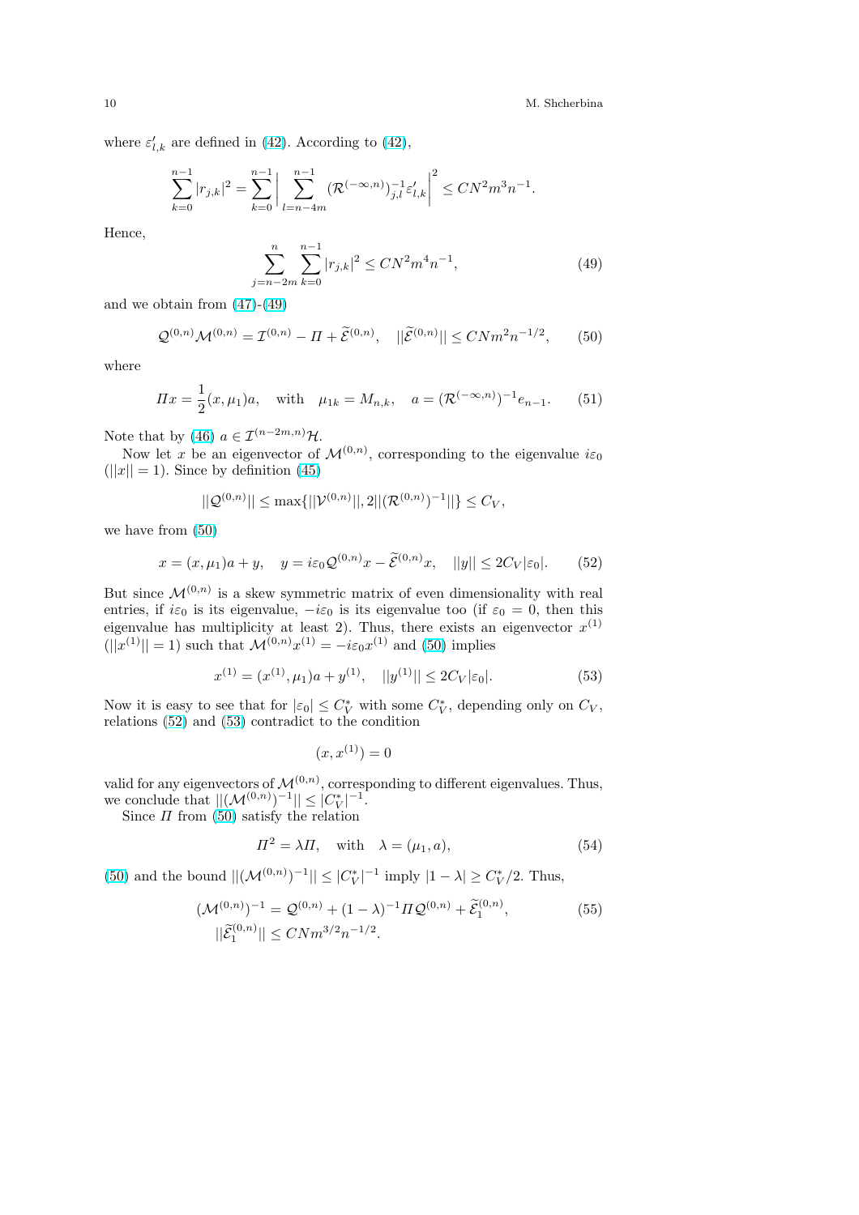where $\varepsilon'_{l,k}$ are defined in (42). According to (42),

$$\sum_{k=0}^{n-1} |r_{j,k}|^2 = \sum_{k=0}^{n-1} \Big| \sum_{l=n-4m}^{n-1} (\mathcal{R}^{(-\infty,n)})^{-1}_{j,l} \varepsilon'_{l,k} \Big|^2 \le CN^2 m^3 n^{-1}.$$

Hence,

$$\sum_{j=n-2m}^{n} \sum_{k=0}^{n-1} |r_{j,k}|^2 \le CN^2 m^4 n^{-1}, \tag{49}$$

and we obtain from (47)-(49)

$$\mathcal{Q}^{(0,n)} \mathcal{M}^{(0,n)} = \mathcal{I}^{(0,n)} - \Pi + \widetilde{\mathcal{E}}^{(0,n)}, \quad ||\widetilde{\mathcal{E}}^{(0,n)}|| \le CNm^2 n^{-1/2}, \tag{50}$$

where

$$\Pi x = \frac{1}{2}(x, \mu_1) a, \quad \text{with} \quad \mu_{1k} = M_{n,k}, \quad a = (\mathcal{R}^{(-\infty,n)})^{-1} e_{n-1}. \tag{51}$$

Note that by (46) $a \in \mathcal{I}^{(n-2m,n)}\mathcal{H}$.

Now let $x$ be an eigenvector of $\mathcal{M}^{(0,n)}$, corresponding to the eigenvalue $i\varepsilon_0$ ($||x|| = 1$). Since by definition (45)

$$||\mathcal{Q}^{(0,n)}|| \le \max\{||\mathcal{V}^{(0,n)}||, 2||(\mathcal{R}^{(0,n)})^{-1}||\} \le C_V,$$

we have from (50)

$$x = (x, \mu_1) a + y, \quad y = i\varepsilon_0 \mathcal{Q}^{(0,n)} x - \widetilde{\mathcal{E}}^{(0,n)} x, \quad ||y|| \le 2C_V |\varepsilon_0|. \tag{52}$$

But since $\mathcal{M}^{(0,n)}$ is a skew symmetric matrix of even dimensionality with real entries, if $i\varepsilon_0$ is its eigenvalue, $-i\varepsilon_0$ is its eigenvalue too (if $\varepsilon_0 = 0$, then this eigenvalue has multiplicity at least 2). Thus, there exists an eigenvector $x^{(1)}$ ($||x^{(1)}|| = 1$) such that $\mathcal{M}^{(0,n)} x^{(1)} = -i\varepsilon_0 x^{(1)}$ and (50) implies

$$x^{(1)} = (x^{(1)}, \mu_1) a + y^{(1)}, \quad ||y^{(1)}|| \le 2C_V |\varepsilon_0|. \tag{53}$$

Now it is easy to see that for $|\varepsilon_0| \le C_V^*$ with some $C_V^*$, depending only on $C_V$, relations (52) and (53) contradict to the condition

$$(x, x^{(1)}) = 0$$

valid for any eigenvectors of $\mathcal{M}^{(0,n)}$, corresponding to different eigenvalues. Thus, we conclude that $||(\mathcal{M}^{(0,n)})^{-1}|| \le |C_V^*|^{-1}$.

Since $\Pi$ from (50) satisfy the relation

$$\Pi^2 = \lambda \Pi, \quad \text{with} \quad \lambda = (\mu_1, a), \tag{54}$$

(50) and the bound $||(\mathcal{M}^{(0,n)})^{-1}|| \le |C_V^*|^{-1}$ imply $|1 - \lambda| \ge C_V^*/2$. Thus,

$$\begin{aligned} (\mathcal{M}^{(0,n)})^{-1} &= \mathcal{Q}^{(0,n)} + (1-\lambda)^{-1} \Pi \mathcal{Q}^{(0,n)} + \widetilde{\mathcal{E}}_1^{(0,n)}, \\ ||\widetilde{\mathcal{E}}_1^{(0,n)}|| &\le CNm^{3/2} n^{-1/2}. \end{aligned} \tag{55}$$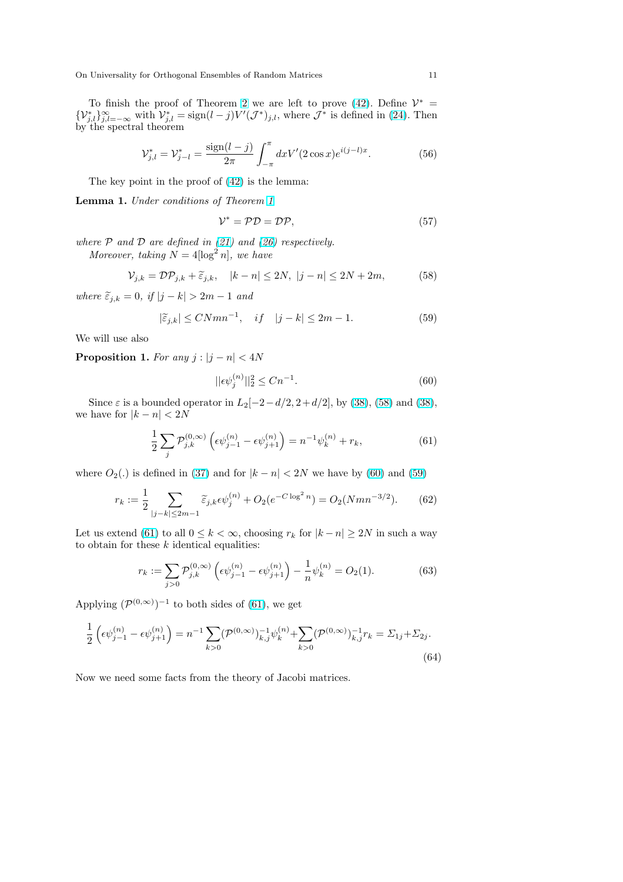To finish the proof of Theorem 2 we are left to prove (42). Define $\mathcal{V}^* = \{\mathcal{V}^*_{j,l}\}_{j,l=-\infty}^{\infty}$ with $\mathcal{V}^*_{j,l} = \mathrm{sign}(l-j)V'(\mathcal{J}^*)_{j,l}$, where $\mathcal{J}^*$ is defined in (24). Then by the spectral theorem

$$\mathcal{V}^*_{j,l} = \mathcal{V}^*_{j-l} = \frac{\mathrm{sign}(l-j)}{2\pi}\int_{-\pi}^{\pi} dx V'(2\cos x)e^{i(j-l)x}. \tag{56}$$

The key point in the proof of (42) is the lemma:

**Lemma 1.** *Under conditions of Theorem 1*

$$\mathcal{V}^* = \mathcal{P}\mathcal{D} = \mathcal{D}\mathcal{P}, \tag{57}$$

*where $\mathcal{P}$ and $\mathcal{D}$ are defined in (21) and (26) respectively.*

*Moreover, taking $N = 4[\log^2 n]$, we have*

$$\mathcal{V}_{j,k} = \mathcal{D}\mathcal{P}_{j,k} + \widetilde{\varepsilon}_{j,k}, \quad |k-n| \le 2N, \ |j-n| \le 2N + 2m, \tag{58}$$

*where $\widetilde{\varepsilon}_{j,k} = 0$, if $|j-k| > 2m-1$ and*

$$|\widetilde{\varepsilon}_{j,k}| \le CNmn^{-1}, \quad if \quad |j-k| \le 2m-1. \tag{59}$$

We will use also

**Proposition 1.** *For any $j : |j-n| < 4N$*

$$||\epsilon\psi_j^{(n)}||_2^2 \le Cn^{-1}. \tag{60}$$

Since $\varepsilon$ is a bounded operator in $L_2[-2-d/2, 2+d/2]$, by (38), (58) and (38), we have for $|k-n| < 2N$

$$\frac{1}{2}\sum_j \mathcal{P}^{(0,\infty)}_{j,k}\left(\epsilon\psi_{j-1}^{(n)} - \epsilon\psi_{j+1}^{(n)}\right) = n^{-1}\psi_k^{(n)} + r_k, \tag{61}$$

where $O_2(.)$ is defined in (37) and for $|k-n| < 2N$ we have by (60) and (59)

$$r_k := \frac{1}{2}\sum_{|j-k|\le 2m-1} \widetilde{\varepsilon}_{j,k}\epsilon\psi_j^{(n)} + O_2(e^{-C\log^2 n}) = O_2(Nmn^{-3/2}). \tag{62}$$

Let us extend (61) to all $0 \le k < \infty$, choosing $r_k$ for $|k-n| \ge 2N$ in such a way to obtain for these $k$ identical equalities:

$$r_k := \sum_{j>0} \mathcal{P}^{(0,\infty)}_{j,k}\left(\epsilon\psi_{j-1}^{(n)} - \epsilon\psi_{j+1}^{(n)}\right) - \frac{1}{n}\psi_k^{(n)} = O_2(1). \tag{63}$$

Applying $(\mathcal{P}^{(0,\infty)})^{-1}$ to both sides of (61), we get

$$\frac{1}{2}\left(\epsilon\psi_{j-1}^{(n)} - \epsilon\psi_{j+1}^{(n)}\right) = n^{-1}\sum_{k>0}(\mathcal{P}^{(0,\infty)})^{-1}_{k,j}\psi_k^{(n)} + \sum_{k>0}(\mathcal{P}^{(0,\infty)})^{-1}_{k,j}r_k = \Sigma_{1j} + \Sigma_{2j}. \tag{64}$$

Now we need some facts from the theory of Jacobi matrices.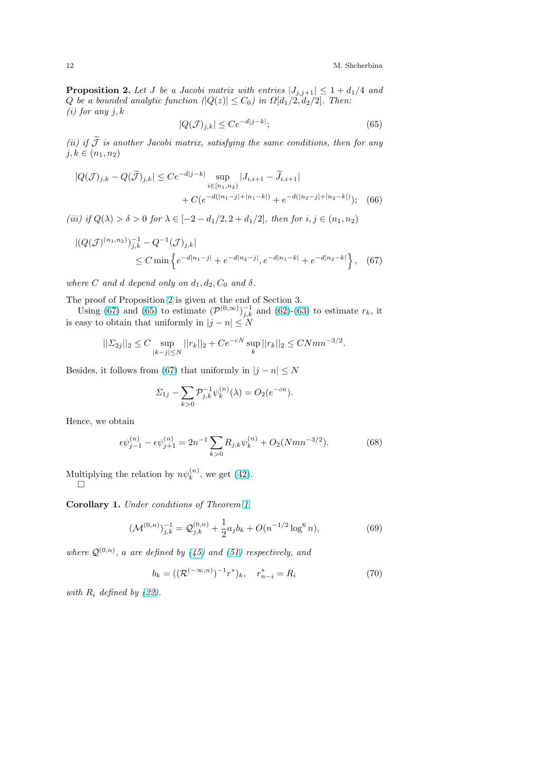**Proposition 2.** *Let $J$ be a Jacobi matrix with entries $|J_{j,j+1}| \le 1 + d_1/4$ and $Q$ be a bounded analytic function ($|Q(z)| \le C_0$) in $\Omega[d_1/2, d_2/2]$. Then:*
*(i) for any $j, k$*

$$|Q(\mathcal{J})_{j,k}| \le Ce^{-d|j-k|}; \tag{65}$$

*(ii) if $\widetilde{\mathcal{J}}$ is another Jacobi matrix, satisfying the same conditions, then for any $j, k \in (n_1, n_2)$*

$$|Q(\mathcal{J})_{j,k} - Q(\widetilde{\mathcal{J}})_{j,k}| \le Ce^{-d|j-k|} \sup_{i \in [n_1, n_2)} |J_{i,i+1} - \widetilde{J}_{i,i+1}| + C(e^{-d(|n_1-j|+|n_1-k|)} + e^{-d(|n_2-j|+|n_2-k|)}); \tag{66}$$

*(iii) if $Q(\lambda) > \delta > 0$ for $\lambda \in [-2 - d_1/2, 2 + d_1/2]$, then for $i, j \in (n_1, n_2)$*

$$|(Q(\mathcal{J})^{(n_1,n_2)})^{-1}_{j,k} - Q^{-1}(\mathcal{J})_{j,k}| \le C \min\left\{ e^{-d|n_1-j|} + e^{-d|n_2-j|}, e^{-d|n_1-k|} + e^{-d|n_2-k|} \right\}, \tag{67}$$

*where $C$ and $d$ depend only on $d_1, d_2, C_0$ and $\delta$.*

The proof of Proposition 2 is given at the end of Section 3.

Using (67) and (65) to estimate $(\mathcal{P}^{(0,\infty)})^{-1}_{j,k}$ and (62)-(63) to estimate $r_k$, it is easy to obtain that uniformly in $|j - n| \le N$

$$||\Sigma_{2j}||_2 \le C \sup_{|k-j| \le N} ||r_k||_2 + Ce^{-cN} \sup_k ||r_k||_2 \le CNmn^{-3/2}.$$

Besides, it follows from (67) that uniformly in $|j - n| \le N$

$$\Sigma_{1j} - \sum_{k>0} \mathcal{P}^{-1}_{j,k} \psi^{(n)}_k(\lambda) = O_2(e^{-cn}).$$

Hence, we obtain

$$\epsilon \psi^{(n)}_{j-1} - \epsilon \psi^{(n)}_{j+1} = 2n^{-1} \sum_{k>0} R_{j,k} \psi^{(n)}_k + O_2(Nmn^{-3/2}). \tag{68}$$

Multiplying the relation by $n\psi^{(n)}_k$, we get (42).
□

**Corollary 1.** *Under conditions of Theorem 1*

$$(\mathcal{M}^{(0,n)})^{-1}_{j,k} = \mathcal{Q}^{(0,n)}_{j,k} + \frac{1}{2} a_j b_k + O(n^{-1/2} \log^6 n), \tag{69}$$

*where $\mathcal{Q}^{(0,n)}$, $a$ are defined by (45) and (51) respectively, and*

$$b_k = ((\mathcal{R}^{(-\infty,n)})^{-1} r^*)_k, \quad r^*_{n-i} = R_i \tag{70}$$

*with $R_i$ defined by (22).*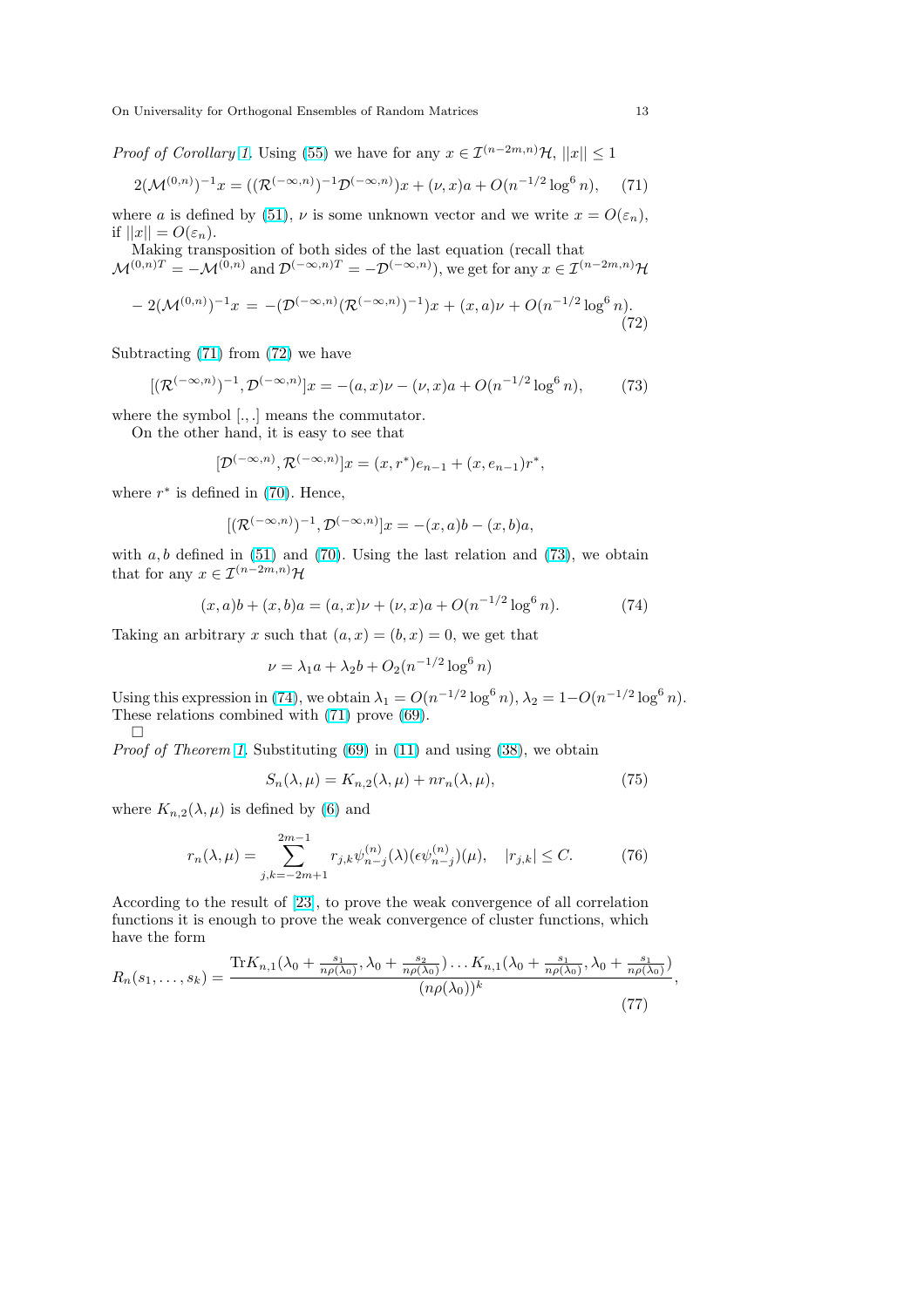*Proof of Corollary 1.* Using (55) we have for any $x \in \mathcal{I}^{(n-2m,n)}\mathcal{H}$, $||x|| \le 1$

$$2(\mathcal{M}^{(0,n)})^{-1}x = ((\mathcal{R}^{(-\infty,n)})^{-1}\mathcal{D}^{(-\infty,n)})x + (\nu, x)a + O(n^{-1/2}\log^6 n), \quad (71)$$

where $a$ is defined by (51), $\nu$ is some unknown vector and we write $x = O(\varepsilon_n)$, if $||x|| = O(\varepsilon_n)$.

Making transposition of both sides of the last equation (recall that $\mathcal{M}^{(0,n)T} = -\mathcal{M}^{(0,n)}$ and $\mathcal{D}^{(-\infty,n)T} = -\mathcal{D}^{(-\infty,n)}$), we get for any $x \in \mathcal{I}^{(n-2m,n)}\mathcal{H}$

$$-2(\mathcal{M}^{(0,n)})^{-1}x = -(\mathcal{D}^{(-\infty,n)}(\mathcal{R}^{(-\infty,n)})^{-1})x + (x,a)\nu + O(n^{-1/2}\log^6 n). \quad (72)$$

Subtracting (71) from (72) we have

$$[(\mathcal{R}^{(-\infty,n)})^{-1}, \mathcal{D}^{(-\infty,n)}]x = -(a,x)\nu - (\nu,x)a + O(n^{-1/2}\log^6 n), \quad (73)$$

where the symbol $[.,.]$ means the commutator.

On the other hand, it is easy to see that

$$[\mathcal{D}^{(-\infty,n)}, \mathcal{R}^{(-\infty,n)}]x = (x, r^*)e_{n-1} + (x, e_{n-1})r^*,$$

where $r^*$ is defined in (70). Hence,

$$[(\mathcal{R}^{(-\infty,n)})^{-1}, \mathcal{D}^{(-\infty,n)}]x = -(x,a)b - (x,b)a,$$

with $a, b$ defined in (51) and (70). Using the last relation and (73), we obtain that for any $x \in \mathcal{I}^{(n-2m,n)}\mathcal{H}$

$$(x,a)b + (x,b)a = (a,x)\nu + (\nu,x)a + O(n^{-1/2}\log^6 n). \quad (74)$$

Taking an arbitrary $x$ such that $(a,x) = (b,x) = 0$, we get that

$$\nu = \lambda_1 a + \lambda_2 b + O_2(n^{-1/2}\log^6 n)$$

Using this expression in (74), we obtain $\lambda_1 = O(n^{-1/2}\log^6 n)$, $\lambda_2 = 1 - O(n^{-1/2}\log^6 n)$. These relations combined with (71) prove (69).

□

*Proof of Theorem 1.* Substituting (69) in (11) and using (38), we obtain

$$S_n(\lambda,\mu) = K_{n,2}(\lambda,\mu) + n r_n(\lambda,\mu), \quad (75)$$

where $K_{n,2}(\lambda,\mu)$ is defined by (6) and

$$r_n(\lambda,\mu) = \sum_{j,k=-2m+1}^{2m-1} r_{j,k}\psi_{n-j}^{(n)}(\lambda)(\epsilon\psi_{n-j}^{(n)})(\mu), \quad |r_{j,k}| \le C. \quad (76)$$

According to the result of [23], to prove the weak convergence of all correlation functions it is enough to prove the weak convergence of cluster functions, which have the form

$$R_n(s_1,\dots,s_k) = \frac{\mathrm{Tr}K_{n,1}(\lambda_0 + \frac{s_1}{n\rho(\lambda_0)}, \lambda_0 + \frac{s_2}{n\rho(\lambda_0)}) \dots K_{n,1}(\lambda_0 + \frac{s_1}{n\rho(\lambda_0)}, \lambda_0 + \frac{s_1}{n\rho(\lambda_0)})}{(n\rho(\lambda_0))^k}, \quad (77)$$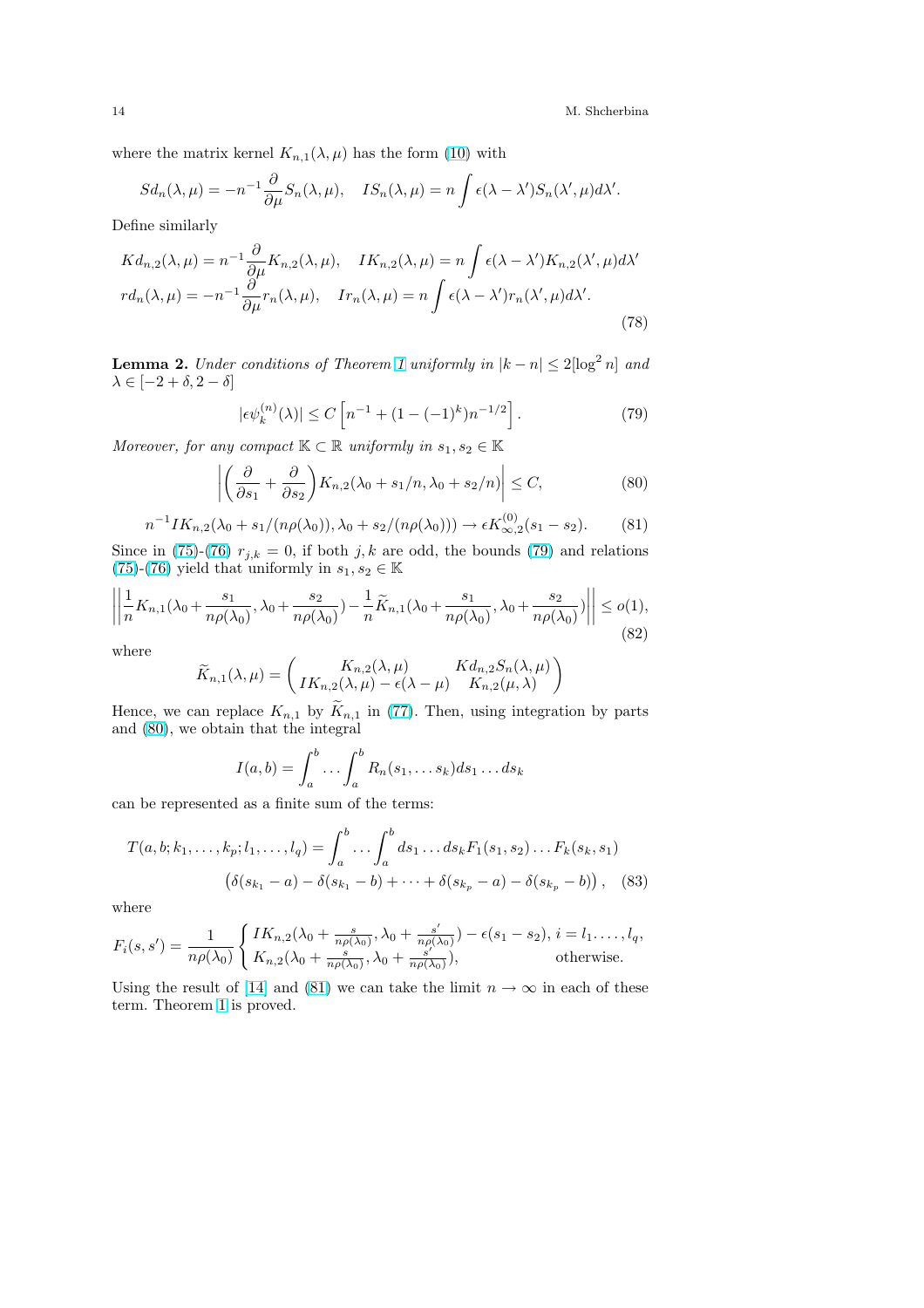where the matrix kernel $K_{n,1}(\lambda,\mu)$ has the form (10) with

$$Sd_n(\lambda,\mu) = -n^{-1}\frac{\partial}{\partial\mu}S_n(\lambda,\mu), \quad IS_n(\lambda,\mu) = n\int \epsilon(\lambda-\lambda')S_n(\lambda',\mu)d\lambda'.$$

Define similarly

$$\begin{aligned} Kd_{n,2}(\lambda,\mu) &= n^{-1}\frac{\partial}{\partial\mu}K_{n,2}(\lambda,\mu), \quad IK_{n,2}(\lambda,\mu) = n\int \epsilon(\lambda-\lambda')K_{n,2}(\lambda',\mu)d\lambda' \\ rd_n(\lambda,\mu) &= -n^{-1}\frac{\partial}{\partial\mu}r_n(\lambda,\mu), \quad Ir_n(\lambda,\mu) = n\int \epsilon(\lambda-\lambda')r_n(\lambda',\mu)d\lambda'. \end{aligned} \tag{78}$$

**Lemma 2.** *Under conditions of Theorem 1 uniformly in $|k-n|\le 2[\log^2 n]$ and $\lambda\in[-2+\delta,2-\delta]$*

$$|\epsilon\psi_k^{(n)}(\lambda)| \le C\left[n^{-1} + (1-(-1)^k)n^{-1/2}\right]. \tag{79}$$

*Moreover, for any compact $\mathbb{K}\subset\mathbb{R}$ uniformly in $s_1,s_2\in\mathbb{K}$*

$$\left|\left(\frac{\partial}{\partial s_1}+\frac{\partial}{\partial s_2}\right)K_{n,2}(\lambda_0+s_1/n,\lambda_0+s_2/n)\right| \le C, \tag{80}$$

$$n^{-1}IK_{n,2}(\lambda_0+s_1/(n\rho(\lambda_0)),\lambda_0+s_2/(n\rho(\lambda_0))) \to \epsilon K^{(0)}_{\infty,2}(s_1-s_2). \tag{81}$$

Since in (75)-(76) $r_{j,k}=0$, if both $j,k$ are odd, the bounds (79) and relations (75)-(76) yield that uniformly in $s_1,s_2\in\mathbb{K}$

$$\left|\left|\frac{1}{n}K_{n,1}(\lambda_0+\frac{s_1}{n\rho(\lambda_0)},\lambda_0+\frac{s_2}{n\rho(\lambda_0)}) - \frac{1}{n}\widetilde{K}_{n,1}(\lambda_0+\frac{s_1}{n\rho(\lambda_0)},\lambda_0+\frac{s_2}{n\rho(\lambda_0)})\right|\right| \le o(1), \tag{82}$$

where

$$\widetilde{K}_{n,1}(\lambda,\mu) = \begin{pmatrix} K_{n,2}(\lambda,\mu) & Kd_{n,2}S_n(\lambda,\mu) \\ IK_{n,2}(\lambda,\mu)-\epsilon(\lambda-\mu) & K_{n,2}(\mu,\lambda) \end{pmatrix}$$

Hence, we can replace $K_{n,1}$ by $\widetilde{K}_{n,1}$ in (77). Then, using integration by parts and (80), we obtain that the integral

$$I(a,b) = \int_a^b \dots \int_a^b R_n(s_1,\dots s_k)ds_1\dots ds_k$$

can be represented as a finite sum of the terms:

$$\begin{aligned} T(a,b;k_1,\dots,k_p;l_1,\dots,l_q) = \int_a^b \dots \int_a^b ds_1\dots ds_k F_1(s_1,s_2)\dots F_k(s_k,s_1) \\ \left(\delta(s_{k_1}-a)-\delta(s_{k_1}-b)+\dots+\delta(s_{k_p}-a)-\delta(s_{k_p}-b)\right), \end{aligned} \tag{83}$$

where

$$F_i(s,s') = \frac{1}{n\rho(\lambda_0)}\begin{cases} IK_{n,2}(\lambda_0+\frac{s}{n\rho(\lambda_0)},\lambda_0+\frac{s'}{n\rho(\lambda_0)})-\epsilon(s_1-s_2), & i=l_1,\dots,l_q, \\ K_{n,2}(\lambda_0+\frac{s}{n\rho(\lambda_0)},\lambda_0+\frac{s'}{n\rho(\lambda_0)}), & \text{otherwise}. \end{cases}$$

Using the result of [14] and (81) we can take the limit $n\to\infty$ in each of these term. Theorem 1 is proved.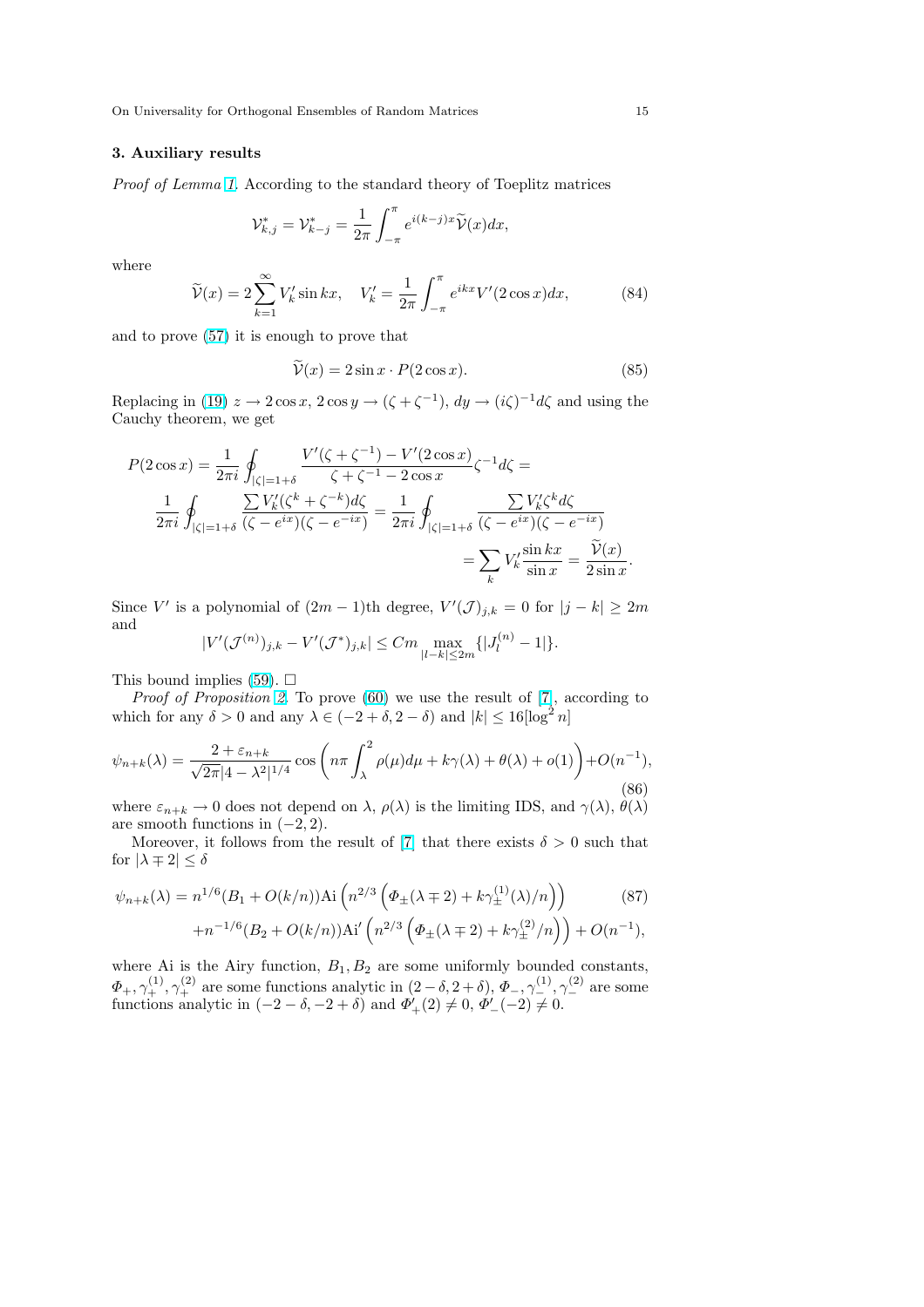## 3. Auxiliary results

*Proof of Lemma 1.* According to the standard theory of Toeplitz matrices

$$\mathcal{V}^*_{k,j} = \mathcal{V}^*_{k-j} = \frac{1}{2\pi}\int_{-\pi}^{\pi} e^{i(k-j)x}\widetilde{\mathcal{V}}(x)dx,$$

where

$$\widetilde{\mathcal{V}}(x) = 2\sum_{k=1}^{\infty} V'_k \sin kx, \quad V'_k = \frac{1}{2\pi}\int_{-\pi}^{\pi} e^{ikx} V'(2\cos x)dx, \tag{84}$$

and to prove (57) it is enough to prove that

$$\widetilde{\mathcal{V}}(x) = 2\sin x \cdot P(2\cos x). \tag{85}$$

Replacing in (19) $z \to 2\cos x$, $2\cos y \to (\zeta + \zeta^{-1})$, $dy \to (i\zeta)^{-1}d\zeta$ and using the Cauchy theorem, we get

$$\begin{aligned} P(2\cos x) = \frac{1}{2\pi i}\oint_{|\zeta|=1+\delta} \frac{V'(\zeta+\zeta^{-1}) - V'(2\cos x)}{\zeta + \zeta^{-1} - 2\cos x}\zeta^{-1}d\zeta = \\ \frac{1}{2\pi i}\oint_{|\zeta|=1+\delta} \frac{\sum V'_k(\zeta^k + \zeta^{-k})d\zeta}{(\zeta - e^{ix})(\zeta - e^{-ix})} = \frac{1}{2\pi i}\oint_{|\zeta|=1+\delta} \frac{\sum V'_k \zeta^k d\zeta}{(\zeta - e^{ix})(\zeta - e^{-ix})} \\ = \sum_k V'_k \frac{\sin kx}{\sin x} = \frac{\widetilde{\mathcal{V}}(x)}{2\sin x}. \end{aligned}$$

Since $V'$ is a polynomial of $(2m-1)$th degree, $V'(\mathcal{J})_{j,k} = 0$ for $|j-k| \geq 2m$ and

$$|V'(\mathcal{J}^{(n)})_{j,k} - V'(\mathcal{J}^*)_{j,k}| \leq Cm \max_{|l-k|\leq 2m}\{|J_l^{(n)} - 1|\}.$$

This bound implies (59). $\square$

*Proof of Proposition 2.* To prove (60) we use the result of [7], according to which for any $\delta > 0$ and any $\lambda \in (-2+\delta, 2-\delta)$ and $|k| \leq 16[\log^2 n]$

$$\psi_{n+k}(\lambda) = \frac{2+\varepsilon_{n+k}}{\sqrt{2\pi}|4-\lambda^2|^{1/4}}\cos\left(n\pi\int_\lambda^2 \rho(\mu)d\mu + k\gamma(\lambda) + \theta(\lambda) + o(1)\right) + O(n^{-1}), \tag{86}$$

where $\varepsilon_{n+k} \to 0$ does not depend on $\lambda$, $\rho(\lambda)$ is the limiting IDS, and $\gamma(\lambda)$, $\theta(\lambda)$ are smooth functions in $(-2,2)$.

Moreover, it follows from the result of [7] that there exists $\delta > 0$ such that for $|\lambda \mp 2| \leq \delta$

$$\begin{aligned} \psi_{n+k}(\lambda) = n^{1/6}(B_1 + O(k/n))\mathrm{Ai}\left(n^{2/3}\left(\Phi_\pm(\lambda \mp 2) + k\gamma_\pm^{(1)}(\lambda)/n\right)\right) \\ + n^{-1/6}(B_2 + O(k/n))\mathrm{Ai}'\left(n^{2/3}\left(\Phi_\pm(\lambda \mp 2) + k\gamma_\pm^{(2)}/n\right)\right) + O(n^{-1}), \end{aligned} \tag{87}$$

where Ai is the Airy function, $B_1, B_2$ are some uniformly bounded constants, $\Phi_+, \gamma_+^{(1)}, \gamma_+^{(2)}$ are some functions analytic in $(2-\delta, 2+\delta)$, $\Phi_-, \gamma_-^{(1)}, \gamma_-^{(2)}$ are some functions analytic in $(-2-\delta, -2+\delta)$ and $\Phi'_+(2) \neq 0$, $\Phi'_-(-2) \neq 0$.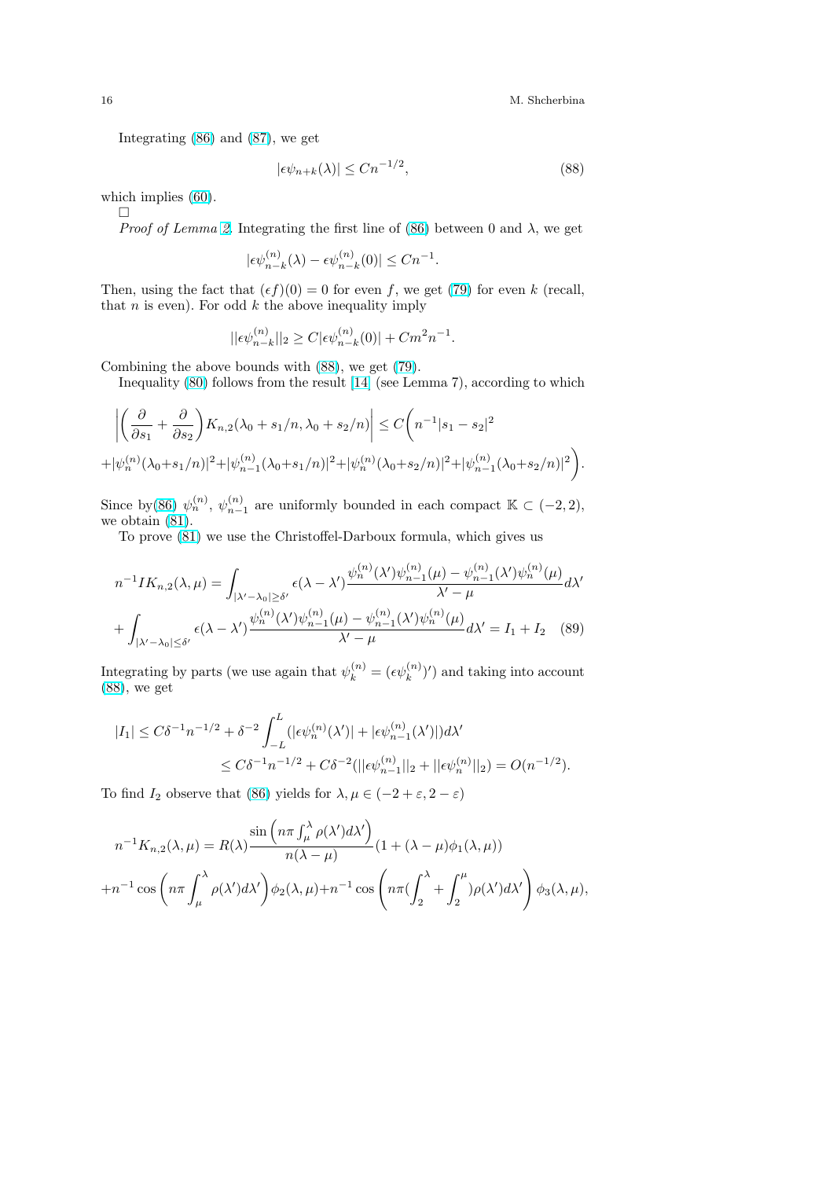Integrating (86) and (87), we get

$$|\epsilon\psi_{n+k}(\lambda)| \le Cn^{-1/2}, \tag{88}$$

which implies (60).

□

*Proof of Lemma 2.* Integrating the first line of (86) between 0 and $\lambda$, we get

$$|\epsilon\psi^{(n)}_{n-k}(\lambda) - \epsilon\psi^{(n)}_{n-k}(0)| \le Cn^{-1}.$$

Then, using the fact that $(\epsilon f)(0) = 0$ for even $f$, we get (79) for even $k$ (recall, that $n$ is even). For odd $k$ the above inequality imply

$$||\epsilon\psi^{(n)}_{n-k}||_2 \ge C|\epsilon\psi^{(n)}_{n-k}(0)| + Cm^2 n^{-1}.$$

Combining the above bounds with (88), we get (79).

Inequality (80) follows from the result [14] (see Lemma 7), according to which

$$\left|\left(\frac{\partial}{\partial s_1} + \frac{\partial}{\partial s_2}\right) K_{n,2}(\lambda_0 + s_1/n, \lambda_0 + s_2/n)\right| \le C\bigg(n^{-1}|s_1 - s_2|^2$$
$$+|\psi^{(n)}_n(\lambda_0+s_1/n)|^2+|\psi^{(n)}_{n-1}(\lambda_0+s_1/n)|^2+|\psi^{(n)}_n(\lambda_0+s_2/n)|^2+|\psi^{(n)}_{n-1}(\lambda_0+s_2/n)|^2\bigg).$$

Since by(86) $\psi^{(n)}_n$, $\psi^{(n)}_{n-1}$ are uniformly bounded in each compact $\mathbb{K} \subset (-2, 2)$, we obtain (81).

To prove (81) we use the Christoffel-Darboux formula, which gives us

$$n^{-1} IK_{n,2}(\lambda, \mu) = \int_{|\lambda'-\lambda_0|\ge\delta'} \epsilon(\lambda - \lambda')\frac{\psi^{(n)}_n(\lambda')\psi^{(n)}_{n-1}(\mu) - \psi^{(n)}_{n-1}(\lambda')\psi^{(n)}_n(\mu)}{\lambda' - \mu} d\lambda'$$
$$+\int_{|\lambda'-\lambda_0|\le\delta'} \epsilon(\lambda - \lambda')\frac{\psi^{(n)}_n(\lambda')\psi^{(n)}_{n-1}(\mu) - \psi^{(n)}_{n-1}(\lambda')\psi^{(n)}_n(\mu)}{\lambda' - \mu} d\lambda' = I_1 + I_2 \tag{89}$$

Integrating by parts (we use again that $\psi^{(n)}_k = (\epsilon\psi^{(n)}_k)'$) and taking into account (88), we get

$$|I_1| \le C\delta^{-1}n^{-1/2} + \delta^{-2}\int_{-L}^{L}(|\epsilon\psi^{(n)}_n(\lambda')| + |\epsilon\psi^{(n)}_{n-1}(\lambda')|)d\lambda'$$
$$\le C\delta^{-1}n^{-1/2} + C\delta^{-2}(||\epsilon\psi^{(n)}_{n-1}||_2 + ||\epsilon\psi^{(n)}_n||_2) = O(n^{-1/2}).$$

To find $I_2$ observe that (86) yields for $\lambda, \mu \in (-2+\varepsilon, 2-\varepsilon)$

$$n^{-1}K_{n,2}(\lambda, \mu) = R(\lambda)\frac{\sin\left(n\pi\int_\mu^\lambda \rho(\lambda')d\lambda'\right)}{n(\lambda - \mu)}(1 + (\lambda - \mu)\phi_1(\lambda, \mu))$$
$$+n^{-1}\cos\left(n\pi\int_\mu^\lambda \rho(\lambda')d\lambda'\right)\phi_2(\lambda, \mu) + n^{-1}\cos\left(n\pi(\int_2^\lambda + \int_2^\mu)\rho(\lambda')d\lambda'\right)\phi_3(\lambda, \mu),$$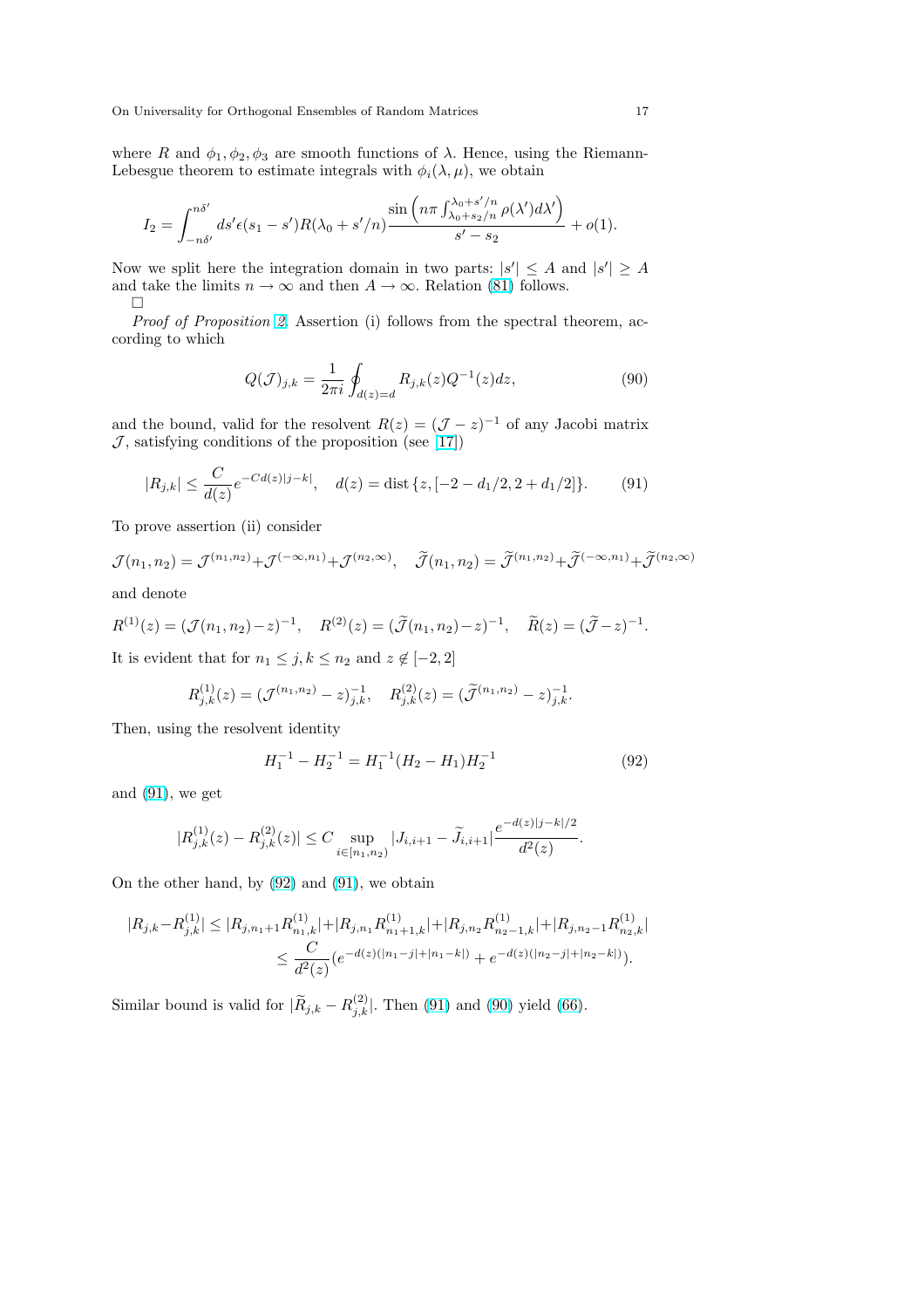where $R$ and $\phi_1, \phi_2, \phi_3$ are smooth functions of $\lambda$. Hence, using the Riemann-Lebesgue theorem to estimate integrals with $\phi_i(\lambda, \mu)$, we obtain

$$I_2 = \int_{-n\delta'}^{n\delta'} ds' \epsilon(s_1 - s') R(\lambda_0 + s'/n) \frac{\sin\left(n\pi \int_{\lambda_0+s_2/n}^{\lambda_0+s'/n} \rho(\lambda')d\lambda'\right)}{s' - s_2} + o(1).$$

Now we split here the integration domain in two parts: $|s'| \leq A$ and $|s'| \geq A$ and take the limits $n \to \infty$ and then $A \to \infty$. Relation (81) follows.
□

*Proof of Proposition 2.* Assertion (i) follows from the spectral theorem, according to which

$$Q(\mathcal{J})_{j,k} = \frac{1}{2\pi i} \oint_{d(z)=d} R_{j,k}(z) Q^{-1}(z) dz, \tag{90}$$

and the bound, valid for the resolvent $R(z) = (\mathcal{J} - z)^{-1}$ of any Jacobi matrix $\mathcal{J}$, satisfying conditions of the proposition (see [17])

$$|R_{j,k}| \leq \frac{C}{d(z)} e^{-Cd(z)|j-k|}, \quad d(z) = \text{dist}\,\{z, [-2 - d_1/2, 2 + d_1/2]\}. \tag{91}$$

To prove assertion (ii) consider

$$\mathcal{J}(n_1, n_2) = \mathcal{J}^{(n_1,n_2)} + \mathcal{J}^{(-\infty,n_1)} + \mathcal{J}^{(n_2,\infty)}, \quad \widetilde{\mathcal{J}}(n_1, n_2) = \widetilde{\mathcal{J}}^{(n_1,n_2)} + \widetilde{\mathcal{J}}^{(-\infty,n_1)} + \widetilde{\mathcal{J}}^{(n_2,\infty)}$$

and denote

$$R^{(1)}(z) = (\mathcal{J}(n_1, n_2) - z)^{-1}, \quad R^{(2)}(z) = (\widetilde{\mathcal{J}}(n_1, n_2) - z)^{-1}, \quad \widetilde{R}(z) = (\widetilde{\mathcal{J}} - z)^{-1}.$$

It is evident that for $n_1 \leq j, k \leq n_2$ and $z \notin [-2, 2]$

$$R^{(1)}_{j,k}(z) = (\mathcal{J}^{(n_1,n_2)} - z)^{-1}_{j,k}, \quad R^{(2)}_{j,k}(z) = (\widetilde{\mathcal{J}}^{(n_1,n_2)} - z)^{-1}_{j,k}.$$

Then, using the resolvent identity

$$H_1^{-1} - H_2^{-1} = H_1^{-1}(H_2 - H_1)H_2^{-1} \tag{92}$$

and (91), we get

$$|R^{(1)}_{j,k}(z) - R^{(2)}_{j,k}(z)| \leq C \sup_{i \in [n_1, n_2)} |J_{i,i+1} - \widetilde{J}_{i,i+1}| \frac{e^{-d(z)|j-k|/2}}{d^2(z)}.$$

On the other hand, by (92) and (91), we obtain

$$\begin{aligned}
|R_{j,k} - R^{(1)}_{j,k}| &\leq |R_{j,n_1+1} R^{(1)}_{n_1,k}| + |R_{j,n_1} R^{(1)}_{n_1+1,k}| + |R_{j,n_2} R^{(1)}_{n_2-1,k}| + |R_{j,n_2-1} R^{(1)}_{n_2,k}| \\
&\leq \frac{C}{d^2(z)} (e^{-d(z)(|n_1-j|+|n_1-k|)} + e^{-d(z)(|n_2-j|+|n_2-k|)}).
\end{aligned}$$

Similar bound is valid for $|\widetilde{R}_{j,k} - R^{(2)}_{j,k}|$. Then (91) and (90) yield (66).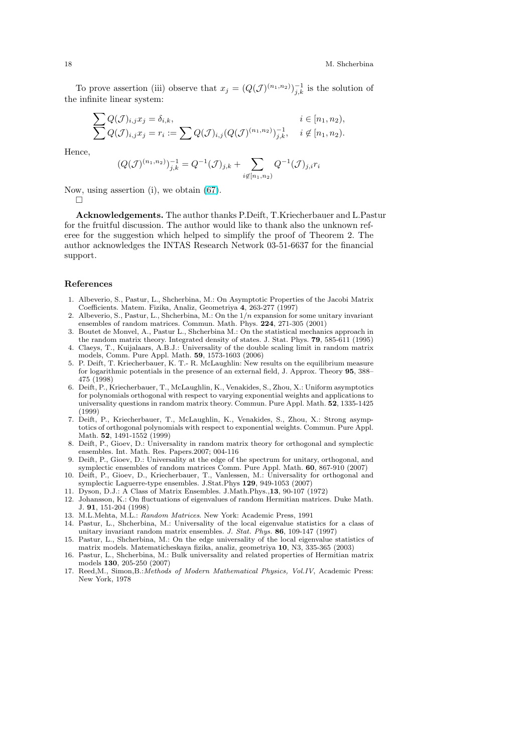To prove assertion (iii) observe that $x_j = (Q(\mathcal{J})^{(n_1,n_2)})^{-1}_{j,k}$ is the solution of the infinite linear system:

$$
\begin{aligned}
&\sum Q(\mathcal{J})_{i,j} x_j = \delta_{i,k}, && i \in [n_1, n_2),\\
&\sum Q(\mathcal{J})_{i,j} x_j = r_i := \sum Q(\mathcal{J})_{i,j} (Q(\mathcal{J})^{(n_1,n_2)})^{-1}_{j,k}, && i \notin [n_1, n_2).
\end{aligned}
$$

Hence,

$$
(Q(\mathcal{J})^{(n_1,n_2)})^{-1}_{j,k} = Q^{-1}(\mathcal{J})_{j,k} + \sum_{i \notin [n_1,n_2)} Q^{-1}(\mathcal{J})_{j,i} r_i
$$

Now, using assertion (i), we obtain (67).
□

**Acknowledgements.** The author thanks P.Deift, T.Kriecherbauer and L.Pastur for the fruitful discussion. The author would like to thank also the unknown referee for the suggestion which helped to simplify the proof of Theorem 2. The author acknowledges the INTAS Research Network 03-51-6637 for the financial support.

## References

1. Albeverio, S., Pastur, L., Shcherbina, M.: On Asymptotic Properties of the Jacobi Matrix Coefficients. Matem. Fizika, Analiz, Geometriya **4**, 263-277 (1997)
2. Albeverio, S., Pastur, L., Shcherbina, M.: On the $1/n$ expansion for some unitary invariant ensembles of random matrices. Commun. Math. Phys. **224**, 271-305 (2001)
3. Boutet de Monvel, A., Pastur L., Shcherbina M.: On the statistical mechanics approach in the random matrix theory. Integrated density of states. J. Stat. Phys. **79**, 585-611 (1995)
4. Claeys, T., Kuijlaars, A.B.J.: Universality of the double scaling limit in random matrix models, Comm. Pure Appl. Math. **59**, 1573-1603 (2006)
5. P. Deift, T. Kriecherbauer, K. T.- R. McLaughlin: New results on the equilibrium measure for logarithmic potentials in the presence of an external field, J. Approx. Theory **95**, 388–475 (1998)
6. Deift, P., Kriecherbauer, T., McLaughlin, K., Venakides, S., Zhou, X.: Uniform asymptotics for polynomials orthogonal with respect to varying exponential weights and applications to universality questions in random matrix theory. Commun. Pure Appl. Math. **52**, 1335-1425 (1999)
7. Deift, P., Kriecherbauer, T., McLaughlin, K., Venakides, S., Zhou, X.: Strong asymptotics of orthogonal polynomials with respect to exponential weights. Commun. Pure Appl. Math. **52**, 1491-1552 (1999)
8. Deift, P., Gioev, D.: Universality in random matrix theory for orthogonal and symplectic ensembles. Int. Math. Res. Papers.2007; 004-116
9. Deift, P., Gioev, D.: Universality at the edge of the spectrum for unitary, orthogonal, and symplectic ensembles of random matrices Comm. Pure Appl. Math. **60**, 867-910 (2007)
10. Deift, P., Gioev, D., Kriecherbauer, T., Vanlessen, M.: Universality for orthogonal and symplectic Laguerre-type ensembles. J.Stat.Phys **129**, 949-1053 (2007)
11. Dyson, D.J.: A Class of Matrix Ensembles. J.Math.Phys.,**13**, 90-107 (1972)
12. Johansson, K.: On fluctuations of eigenvalues of random Hermitian matrices. Duke Math. J. **91**, 151-204 (1998)
13. M.L.Mehta, M.L.: *Random Matrices*. New York: Academic Press, 1991
14. Pastur, L., Shcherbina, M.: Universality of the local eigenvalue statistics for a class of unitary invariant random matrix ensembles. *J. Stat. Phys.* **86**, 109-147 (1997)
15. Pastur, L., Shcherbina, M.: On the edge universality of the local eigenvalue statistics of matrix models. Matematicheskaya fizika, analiz, geometriya **10**, N3, 335-365 (2003)
16. Pastur, L., Shcherbina, M.: Bulk universality and related properties of Hermitian matrix models **130**, 205-250 (2007)
17. Reed,M., Simon,B.:*Methods of Modern Mathematical Physics, Vol.IV*, Academic Press: New York, 1978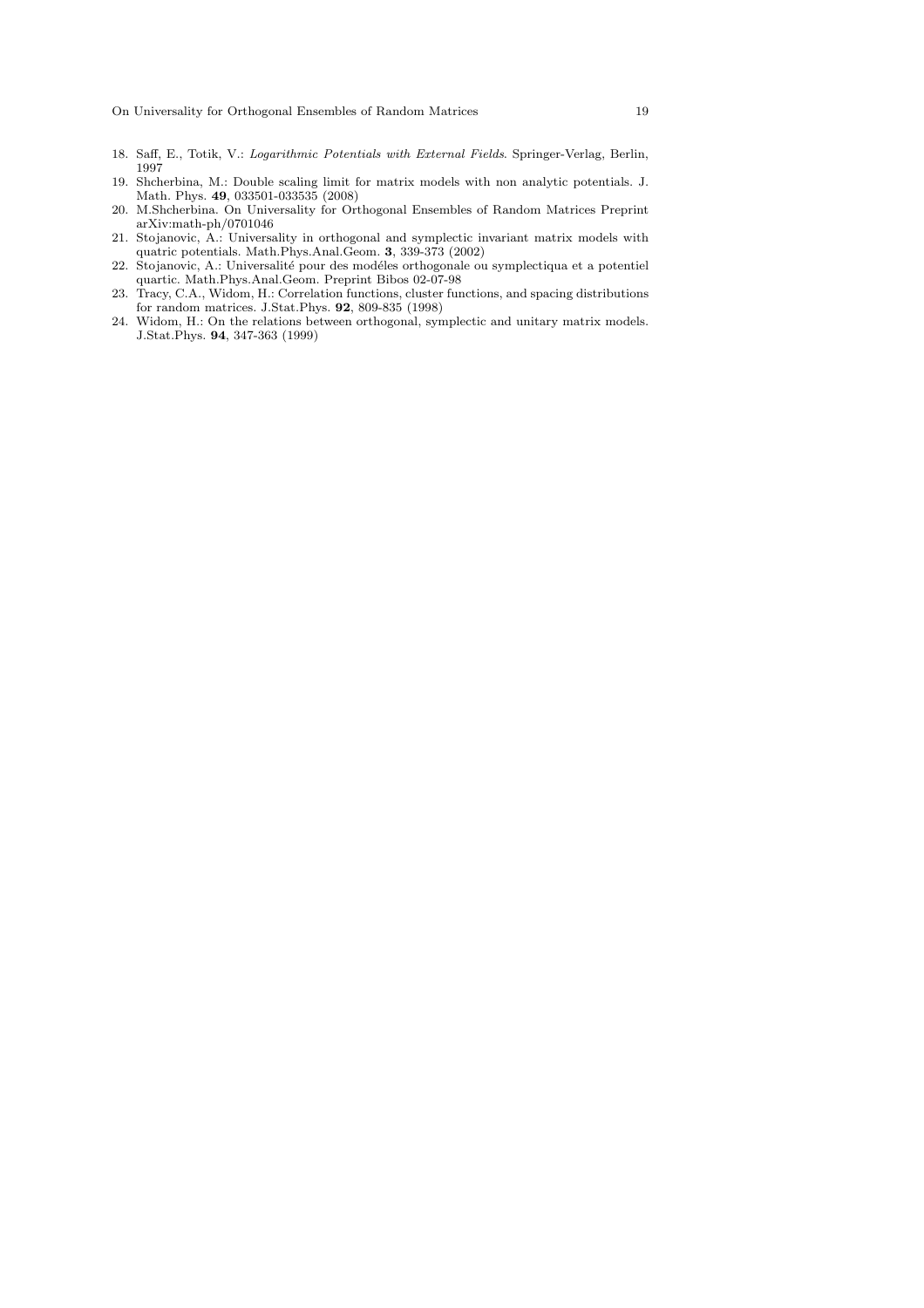18. Saff, E., Totik, V.: *Logarithmic Potentials with External Fields*. Springer-Verlag, Berlin, 1997
19. Shcherbina, M.: Double scaling limit for matrix models with non analytic potentials. J. Math. Phys. **49**, 033501-033535 (2008)
20. M.Shcherbina. On Universality for Orthogonal Ensembles of Random Matrices Preprint arXiv:math-ph/0701046
21. Stojanovic, A.: Universality in orthogonal and symplectic invariant matrix models with quatric potentials. Math.Phys.Anal.Geom. **3**, 339-373 (2002)
22. Stojanovic, A.: Universalité pour des modéles orthogonale ou symplectiqua et a potentiel quartic. Math.Phys.Anal.Geom. Preprint Bibos 02-07-98
23. Tracy, C.A., Widom, H.: Correlation functions, cluster functions, and spacing distributions for random matrices. J.Stat.Phys. **92**, 809-835 (1998)
24. Widom, H.: On the relations between orthogonal, symplectic and unitary matrix models. J.Stat.Phys. **94**, 347-363 (1999)